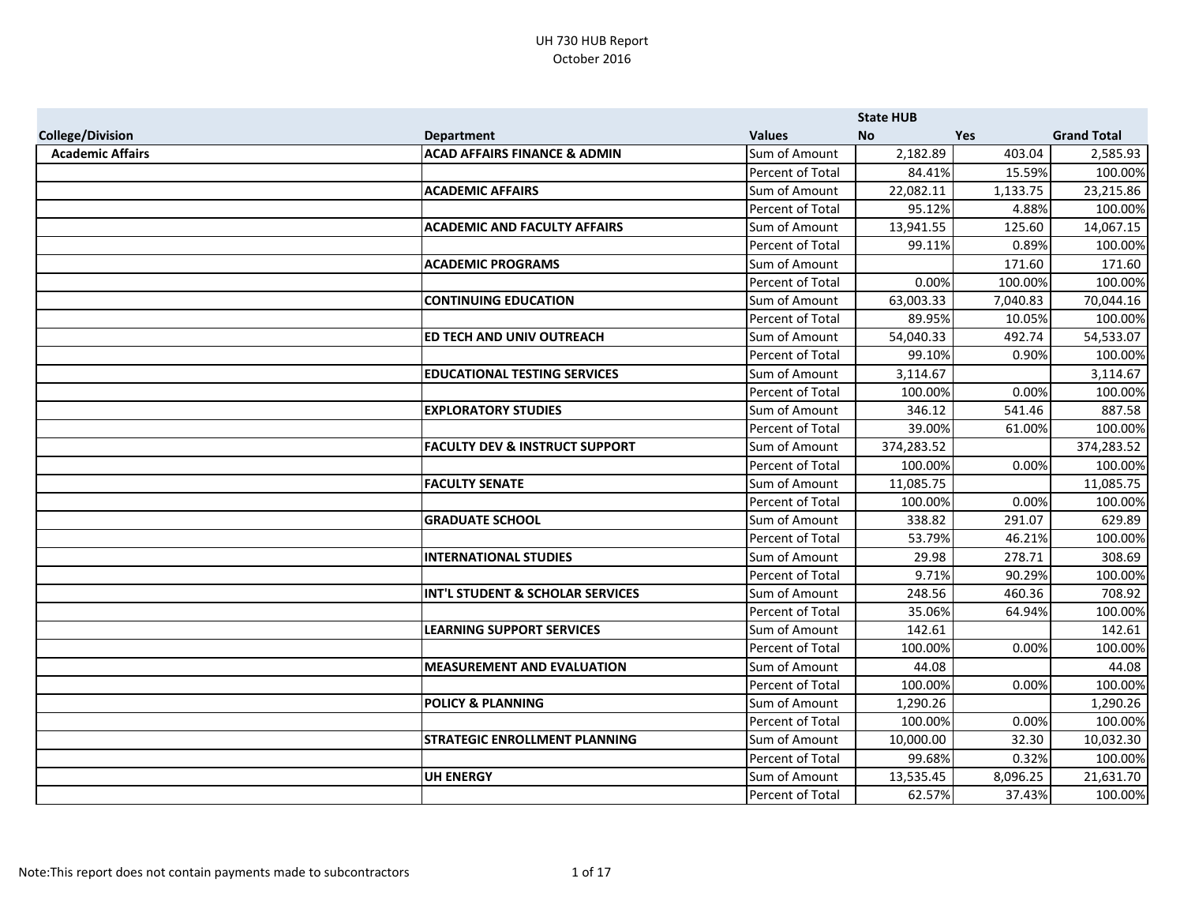# UH 730 HUB Report
## October 2016

| | | | State HUB | | |
|---|---|---|---|---|---|
| **College/Division** | **Department** | **Values** | **No** | **Yes** | **Grand Total** |
| **Academic Affairs** | **ACAD AFFAIRS FINANCE & ADMIN** | Sum of Amount | 2,182.89 | 403.04 | 2,585.93 |
| | | Percent of Total | 84.41% | 15.59% | 100.00% |
| | **ACADEMIC AFFAIRS** | Sum of Amount | 22,082.11 | 1,133.75 | 23,215.86 |
| | | Percent of Total | 95.12% | 4.88% | 100.00% |
| | **ACADEMIC AND FACULTY AFFAIRS** | Sum of Amount | 13,941.55 | 125.60 | 14,067.15 |
| | | Percent of Total | 99.11% | 0.89% | 100.00% |
| | **ACADEMIC PROGRAMS** | Sum of Amount | | 171.60 | 171.60 |
| | | Percent of Total | 0.00% | 100.00% | 100.00% |
| | **CONTINUING EDUCATION** | Sum of Amount | 63,003.33 | 7,040.83 | 70,044.16 |
| | | Percent of Total | 89.95% | 10.05% | 100.00% |
| | **ED TECH AND UNIV OUTREACH** | Sum of Amount | 54,040.33 | 492.74 | 54,533.07 |
| | | Percent of Total | 99.10% | 0.90% | 100.00% |
| | **EDUCATIONAL TESTING SERVICES** | Sum of Amount | 3,114.67 | | 3,114.67 |
| | | Percent of Total | 100.00% | 0.00% | 100.00% |
| | **EXPLORATORY STUDIES** | Sum of Amount | 346.12 | 541.46 | 887.58 |
| | | Percent of Total | 39.00% | 61.00% | 100.00% |
| | **FACULTY DEV & INSTRUCT SUPPORT** | Sum of Amount | 374,283.52 | | 374,283.52 |
| | | Percent of Total | 100.00% | 0.00% | 100.00% |
| | **FACULTY SENATE** | Sum of Amount | 11,085.75 | | 11,085.75 |
| | | Percent of Total | 100.00% | 0.00% | 100.00% |
| | **GRADUATE SCHOOL** | Sum of Amount | 338.82 | 291.07 | 629.89 |
| | | Percent of Total | 53.79% | 46.21% | 100.00% |
| | **INTERNATIONAL STUDIES** | Sum of Amount | 29.98 | 278.71 | 308.69 |
| | | Percent of Total | 9.71% | 90.29% | 100.00% |
| | **INT'L STUDENT & SCHOLAR SERVICES** | Sum of Amount | 248.56 | 460.36 | 708.92 |
| | | Percent of Total | 35.06% | 64.94% | 100.00% |
| | **LEARNING SUPPORT SERVICES** | Sum of Amount | 142.61 | | 142.61 |
| | | Percent of Total | 100.00% | 0.00% | 100.00% |
| | **MEASUREMENT AND EVALUATION** | Sum of Amount | 44.08 | | 44.08 |
| | | Percent of Total | 100.00% | 0.00% | 100.00% |
| | **POLICY & PLANNING** | Sum of Amount | 1,290.26 | | 1,290.26 |
| | | Percent of Total | 100.00% | 0.00% | 100.00% |
| | **STRATEGIC ENROLLMENT PLANNING** | Sum of Amount | 10,000.00 | 32.30 | 10,032.30 |
| | | Percent of Total | 99.68% | 0.32% | 100.00% |
| | **UH ENERGY** | Sum of Amount | 13,535.45 | 8,096.25 | 21,631.70 |
| | | Percent of Total | 62.57% | 37.43% | 100.00% |

Note:This report does not contain payments made to subcontractors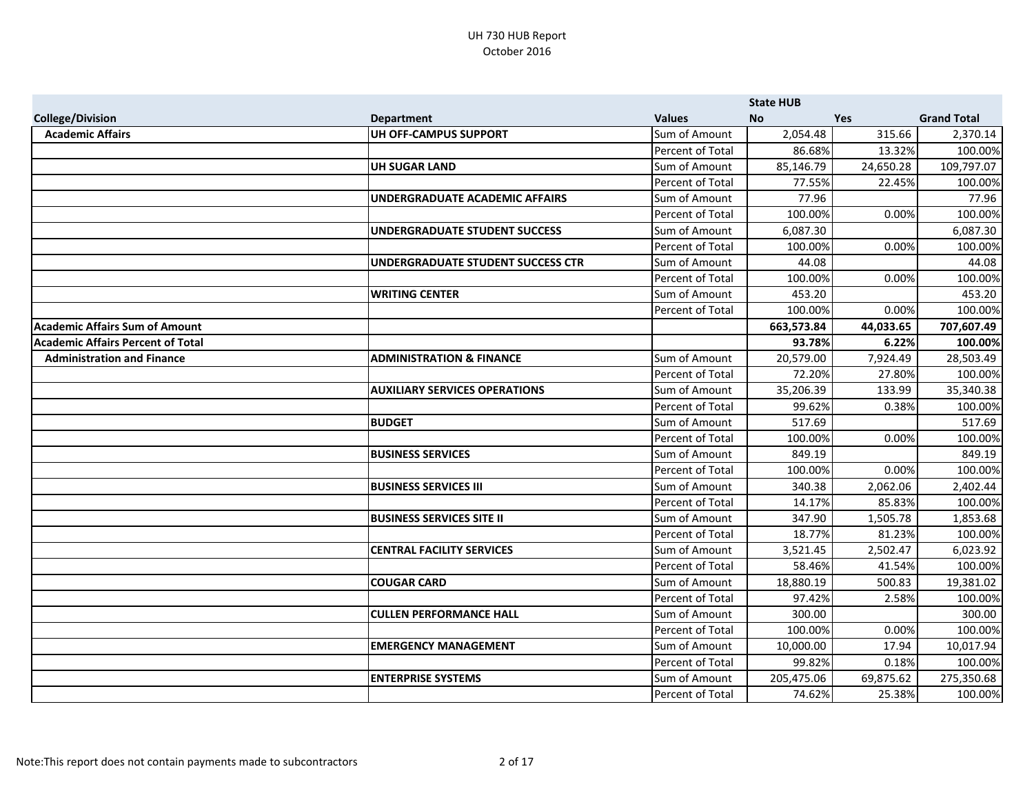UH 730 HUB Report
October 2016

| College/Division | Department | Values | State HUB No | Yes | Grand Total |
|---|---|---|---|---|---|
| **Academic Affairs** | **UH OFF-CAMPUS SUPPORT** | Sum of Amount | 2,054.48 | 315.66 | 2,370.14 |
| | | Percent of Total | 86.68% | 13.32% | 100.00% |
| | **UH SUGAR LAND** | Sum of Amount | 85,146.79 | 24,650.28 | 109,797.07 |
| | | Percent of Total | 77.55% | 22.45% | 100.00% |
| | **UNDERGRADUATE ACADEMIC AFFAIRS** | Sum of Amount | 77.96 | | 77.96 |
| | | Percent of Total | 100.00% | 0.00% | 100.00% |
| | **UNDERGRADUATE STUDENT SUCCESS** | Sum of Amount | 6,087.30 | | 6,087.30 |
| | | Percent of Total | 100.00% | 0.00% | 100.00% |
| | **UNDERGRADUATE STUDENT SUCCESS CTR** | Sum of Amount | 44.08 | | 44.08 |
| | | Percent of Total | 100.00% | 0.00% | 100.00% |
| | **WRITING CENTER** | Sum of Amount | 453.20 | | 453.20 |
| | | Percent of Total | 100.00% | 0.00% | 100.00% |
| **Academic Affairs Sum of Amount** | | | **663,573.84** | **44,033.65** | **707,607.49** |
| **Academic Affairs Percent of Total** | | | **93.78%** | **6.22%** | **100.00%** |
| **Administration and Finance** | **ADMINISTRATION & FINANCE** | Sum of Amount | 20,579.00 | 7,924.49 | 28,503.49 |
| | | Percent of Total | 72.20% | 27.80% | 100.00% |
| | **AUXILIARY SERVICES OPERATIONS** | Sum of Amount | 35,206.39 | 133.99 | 35,340.38 |
| | | Percent of Total | 99.62% | 0.38% | 100.00% |
| | **BUDGET** | Sum of Amount | 517.69 | | 517.69 |
| | | Percent of Total | 100.00% | 0.00% | 100.00% |
| | **BUSINESS SERVICES** | Sum of Amount | 849.19 | | 849.19 |
| | | Percent of Total | 100.00% | 0.00% | 100.00% |
| | **BUSINESS SERVICES III** | Sum of Amount | 340.38 | 2,062.06 | 2,402.44 |
| | | Percent of Total | 14.17% | 85.83% | 100.00% |
| | **BUSINESS SERVICES SITE II** | Sum of Amount | 347.90 | 1,505.78 | 1,853.68 |
| | | Percent of Total | 18.77% | 81.23% | 100.00% |
| | **CENTRAL FACILITY SERVICES** | Sum of Amount | 3,521.45 | 2,502.47 | 6,023.92 |
| | | Percent of Total | 58.46% | 41.54% | 100.00% |
| | **COUGAR CARD** | Sum of Amount | 18,880.19 | 500.83 | 19,381.02 |
| | | Percent of Total | 97.42% | 2.58% | 100.00% |
| | **CULLEN PERFORMANCE HALL** | Sum of Amount | 300.00 | | 300.00 |
| | | Percent of Total | 100.00% | 0.00% | 100.00% |
| | **EMERGENCY MANAGEMENT** | Sum of Amount | 10,000.00 | 17.94 | 10,017.94 |
| | | Percent of Total | 99.82% | 0.18% | 100.00% |
| | **ENTERPRISE SYSTEMS** | Sum of Amount | 205,475.06 | 69,875.62 | 275,350.68 |
| | | Percent of Total | 74.62% | 25.38% | 100.00% |

Note:This report does not contain payments made to subcontractors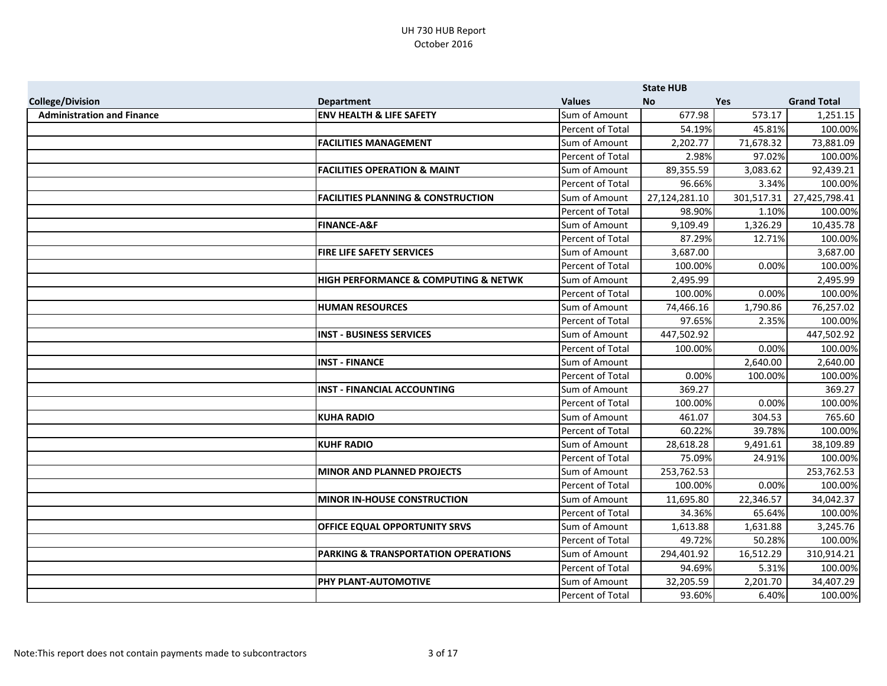UH 730 HUB Report
October 2016

| College/Division | Department | Values | State HUB No | Yes | Grand Total |
|---|---|---|---|---|---|
| **Administration and Finance** | **ENV HEALTH & LIFE SAFETY** | Sum of Amount | 677.98 | 573.17 | 1,251.15 |
| | | Percent of Total | 54.19% | 45.81% | 100.00% |
| | **FACILITIES MANAGEMENT** | Sum of Amount | 2,202.77 | 71,678.32 | 73,881.09 |
| | | Percent of Total | 2.98% | 97.02% | 100.00% |
| | **FACILITIES OPERATION & MAINT** | Sum of Amount | 89,355.59 | 3,083.62 | 92,439.21 |
| | | Percent of Total | 96.66% | 3.34% | 100.00% |
| | **FACILITIES PLANNING & CONSTRUCTION** | Sum of Amount | 27,124,281.10 | 301,517.31 | 27,425,798.41 |
| | | Percent of Total | 98.90% | 1.10% | 100.00% |
| | **FINANCE-A&F** | Sum of Amount | 9,109.49 | 1,326.29 | 10,435.78 |
| | | Percent of Total | 87.29% | 12.71% | 100.00% |
| | **FIRE LIFE SAFETY SERVICES** | Sum of Amount | 3,687.00 | | 3,687.00 |
| | | Percent of Total | 100.00% | 0.00% | 100.00% |
| | **HIGH PERFORMANCE & COMPUTING & NETWK** | Sum of Amount | 2,495.99 | | 2,495.99 |
| | | Percent of Total | 100.00% | 0.00% | 100.00% |
| | **HUMAN RESOURCES** | Sum of Amount | 74,466.16 | 1,790.86 | 76,257.02 |
| | | Percent of Total | 97.65% | 2.35% | 100.00% |
| | **INST - BUSINESS SERVICES** | Sum of Amount | 447,502.92 | | 447,502.92 |
| | | Percent of Total | 100.00% | 0.00% | 100.00% |
| | **INST - FINANCE** | Sum of Amount | | 2,640.00 | 2,640.00 |
| | | Percent of Total | 0.00% | 100.00% | 100.00% |
| | **INST - FINANCIAL ACCOUNTING** | Sum of Amount | 369.27 | | 369.27 |
| | | Percent of Total | 100.00% | 0.00% | 100.00% |
| | **KUHA RADIO** | Sum of Amount | 461.07 | 304.53 | 765.60 |
| | | Percent of Total | 60.22% | 39.78% | 100.00% |
| | **KUHF RADIO** | Sum of Amount | 28,618.28 | 9,491.61 | 38,109.89 |
| | | Percent of Total | 75.09% | 24.91% | 100.00% |
| | **MINOR AND PLANNED PROJECTS** | Sum of Amount | 253,762.53 | | 253,762.53 |
| | | Percent of Total | 100.00% | 0.00% | 100.00% |
| | **MINOR IN-HOUSE CONSTRUCTION** | Sum of Amount | 11,695.80 | 22,346.57 | 34,042.37 |
| | | Percent of Total | 34.36% | 65.64% | 100.00% |
| | **OFFICE EQUAL OPPORTUNITY SRVS** | Sum of Amount | 1,613.88 | 1,631.88 | 3,245.76 |
| | | Percent of Total | 49.72% | 50.28% | 100.00% |
| | **PARKING & TRANSPORTATION OPERATIONS** | Sum of Amount | 294,401.92 | 16,512.29 | 310,914.21 |
| | | Percent of Total | 94.69% | 5.31% | 100.00% |
| | **PHY PLANT-AUTOMOTIVE** | Sum of Amount | 32,205.59 | 2,201.70 | 34,407.29 |
| | | Percent of Total | 93.60% | 6.40% | 100.00% |

Note:This report does not contain payments made to subcontractors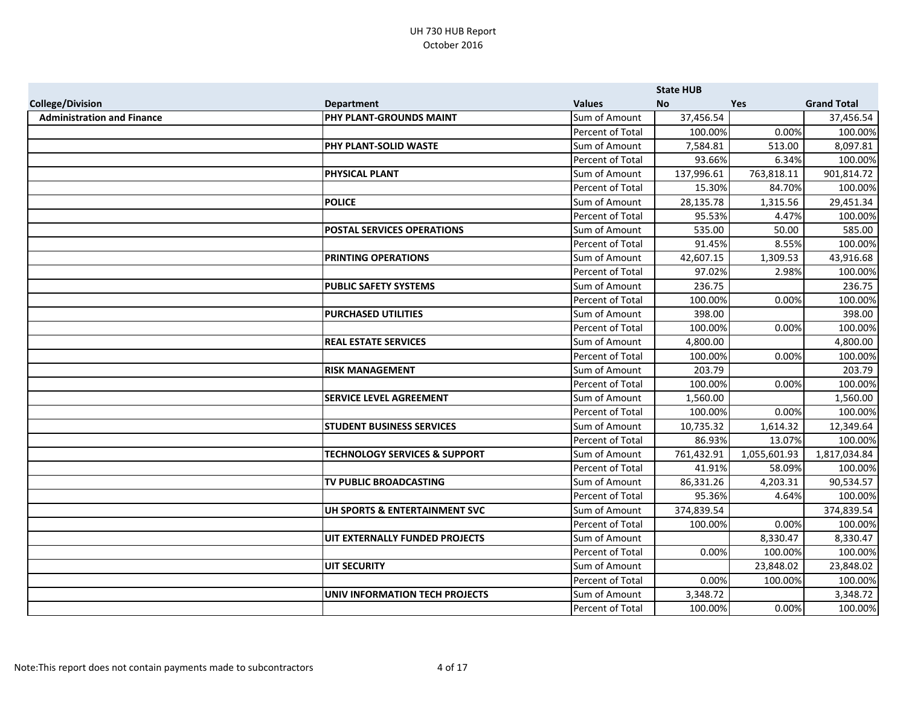UH 730 HUB Report
October 2016

| College/Division | Department | Values | State HUB No | Yes | Grand Total |
|---|---|---|---|---|---|
| **Administration and Finance** | **PHY PLANT-GROUNDS MAINT** | Sum of Amount | 37,456.54 | | 37,456.54 |
| | | Percent of Total | 100.00% | 0.00% | 100.00% |
| | **PHY PLANT-SOLID WASTE** | Sum of Amount | 7,584.81 | 513.00 | 8,097.81 |
| | | Percent of Total | 93.66% | 6.34% | 100.00% |
| | **PHYSICAL PLANT** | Sum of Amount | 137,996.61 | 763,818.11 | 901,814.72 |
| | | Percent of Total | 15.30% | 84.70% | 100.00% |
| | **POLICE** | Sum of Amount | 28,135.78 | 1,315.56 | 29,451.34 |
| | | Percent of Total | 95.53% | 4.47% | 100.00% |
| | **POSTAL SERVICES OPERATIONS** | Sum of Amount | 535.00 | 50.00 | 585.00 |
| | | Percent of Total | 91.45% | 8.55% | 100.00% |
| | **PRINTING OPERATIONS** | Sum of Amount | 42,607.15 | 1,309.53 | 43,916.68 |
| | | Percent of Total | 97.02% | 2.98% | 100.00% |
| | **PUBLIC SAFETY SYSTEMS** | Sum of Amount | 236.75 | | 236.75 |
| | | Percent of Total | 100.00% | 0.00% | 100.00% |
| | **PURCHASED UTILITIES** | Sum of Amount | 398.00 | | 398.00 |
| | | Percent of Total | 100.00% | 0.00% | 100.00% |
| | **REAL ESTATE SERVICES** | Sum of Amount | 4,800.00 | | 4,800.00 |
| | | Percent of Total | 100.00% | 0.00% | 100.00% |
| | **RISK MANAGEMENT** | Sum of Amount | 203.79 | | 203.79 |
| | | Percent of Total | 100.00% | 0.00% | 100.00% |
| | **SERVICE LEVEL AGREEMENT** | Sum of Amount | 1,560.00 | | 1,560.00 |
| | | Percent of Total | 100.00% | 0.00% | 100.00% |
| | **STUDENT BUSINESS SERVICES** | Sum of Amount | 10,735.32 | 1,614.32 | 12,349.64 |
| | | Percent of Total | 86.93% | 13.07% | 100.00% |
| | **TECHNOLOGY SERVICES & SUPPORT** | Sum of Amount | 761,432.91 | 1,055,601.93 | 1,817,034.84 |
| | | Percent of Total | 41.91% | 58.09% | 100.00% |
| | **TV PUBLIC BROADCASTING** | Sum of Amount | 86,331.26 | 4,203.31 | 90,534.57 |
| | | Percent of Total | 95.36% | 4.64% | 100.00% |
| | **UH SPORTS & ENTERTAINMENT SVC** | Sum of Amount | 374,839.54 | | 374,839.54 |
| | | Percent of Total | 100.00% | 0.00% | 100.00% |
| | **UIT EXTERNALLY FUNDED PROJECTS** | Sum of Amount | | 8,330.47 | 8,330.47 |
| | | Percent of Total | 0.00% | 100.00% | 100.00% |
| | **UIT SECURITY** | Sum of Amount | | 23,848.02 | 23,848.02 |
| | | Percent of Total | 0.00% | 100.00% | 100.00% |
| | **UNIV INFORMATION TECH PROJECTS** | Sum of Amount | 3,348.72 | | 3,348.72 |
| | | Percent of Total | 100.00% | 0.00% | 100.00% |

Note:This report does not contain payments made to subcontractors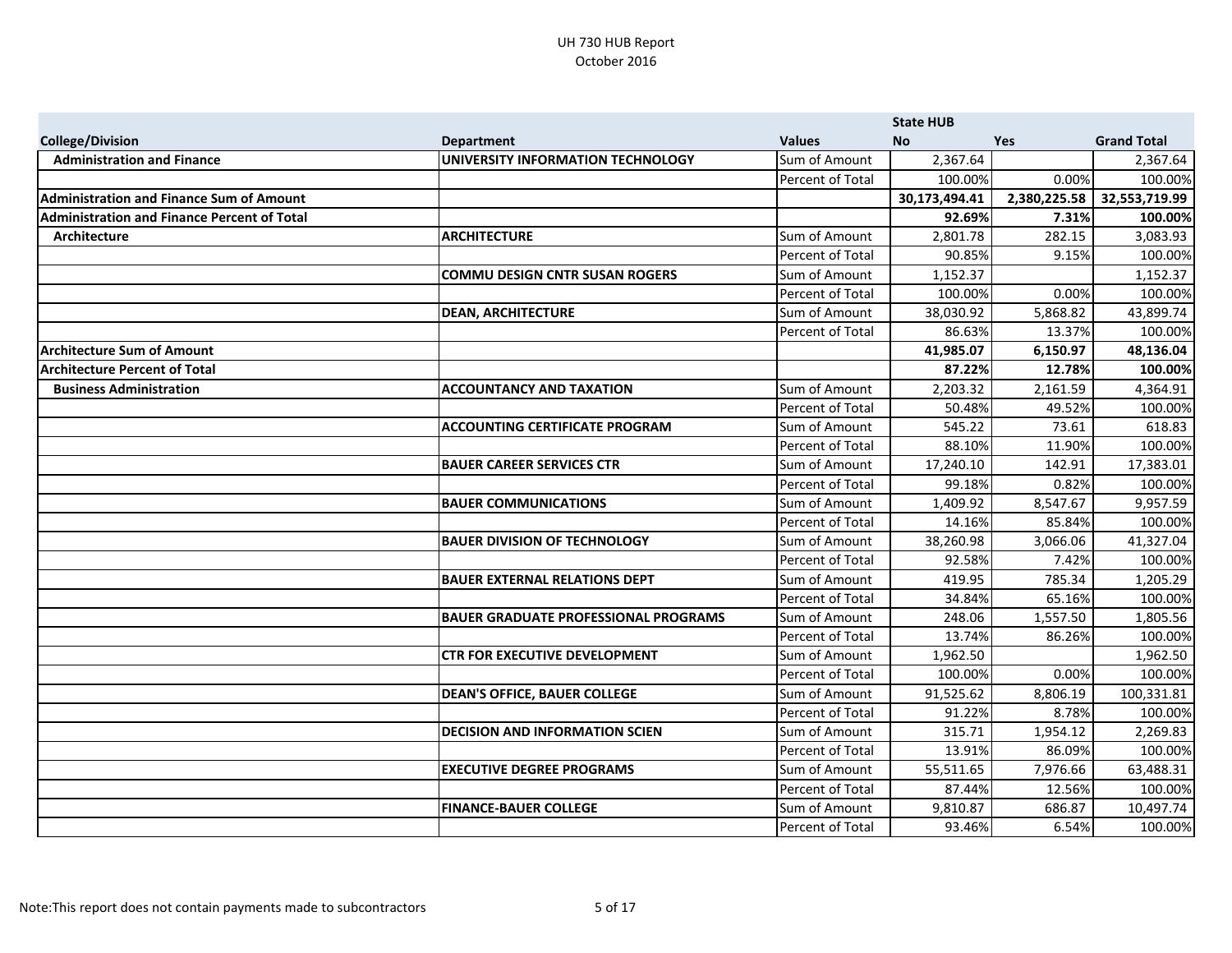UH 730 HUB Report
October 2016

| College/Division | Department | Values | State HUB No | Yes | Grand Total |
|---|---|---|---|---|---|
| **Administration and Finance** | **UNIVERSITY INFORMATION TECHNOLOGY** | Sum of Amount | 2,367.64 | | 2,367.64 |
| | | Percent of Total | 100.00% | 0.00% | 100.00% |
| **Administration and Finance Sum of Amount** | | | **30,173,494.41** | **2,380,225.58** | **32,553,719.99** |
| **Administration and Finance Percent of Total** | | | **92.69%** | **7.31%** | **100.00%** |
| **Architecture** | **ARCHITECTURE** | Sum of Amount | 2,801.78 | 282.15 | 3,083.93 |
| | | Percent of Total | 90.85% | 9.15% | 100.00% |
| | **COMMU DESIGN CNTR SUSAN ROGERS** | Sum of Amount | 1,152.37 | | 1,152.37 |
| | | Percent of Total | 100.00% | 0.00% | 100.00% |
| | **DEAN, ARCHITECTURE** | Sum of Amount | 38,030.92 | 5,868.82 | 43,899.74 |
| | | Percent of Total | 86.63% | 13.37% | 100.00% |
| **Architecture Sum of Amount** | | | **41,985.07** | **6,150.97** | **48,136.04** |
| **Architecture Percent of Total** | | | **87.22%** | **12.78%** | **100.00%** |
| **Business Administration** | **ACCOUNTANCY AND TAXATION** | Sum of Amount | 2,203.32 | 2,161.59 | 4,364.91 |
| | | Percent of Total | 50.48% | 49.52% | 100.00% |
| | **ACCOUNTING CERTIFICATE PROGRAM** | Sum of Amount | 545.22 | 73.61 | 618.83 |
| | | Percent of Total | 88.10% | 11.90% | 100.00% |
| | **BAUER CAREER SERVICES CTR** | Sum of Amount | 17,240.10 | 142.91 | 17,383.01 |
| | | Percent of Total | 99.18% | 0.82% | 100.00% |
| | **BAUER COMMUNICATIONS** | Sum of Amount | 1,409.92 | 8,547.67 | 9,957.59 |
| | | Percent of Total | 14.16% | 85.84% | 100.00% |
| | **BAUER DIVISION OF TECHNOLOGY** | Sum of Amount | 38,260.98 | 3,066.06 | 41,327.04 |
| | | Percent of Total | 92.58% | 7.42% | 100.00% |
| | **BAUER EXTERNAL RELATIONS DEPT** | Sum of Amount | 419.95 | 785.34 | 1,205.29 |
| | | Percent of Total | 34.84% | 65.16% | 100.00% |
| | **BAUER GRADUATE PROFESSIONAL PROGRAMS** | Sum of Amount | 248.06 | 1,557.50 | 1,805.56 |
| | | Percent of Total | 13.74% | 86.26% | 100.00% |
| | **CTR FOR EXECUTIVE DEVELOPMENT** | Sum of Amount | 1,962.50 | | 1,962.50 |
| | | Percent of Total | 100.00% | 0.00% | 100.00% |
| | **DEAN'S OFFICE, BAUER COLLEGE** | Sum of Amount | 91,525.62 | 8,806.19 | 100,331.81 |
| | | Percent of Total | 91.22% | 8.78% | 100.00% |
| | **DECISION AND INFORMATION SCIEN** | Sum of Amount | 315.71 | 1,954.12 | 2,269.83 |
| | | Percent of Total | 13.91% | 86.09% | 100.00% |
| | **EXECUTIVE DEGREE PROGRAMS** | Sum of Amount | 55,511.65 | 7,976.66 | 63,488.31 |
| | | Percent of Total | 87.44% | 12.56% | 100.00% |
| | **FINANCE-BAUER COLLEGE** | Sum of Amount | 9,810.87 | 686.87 | 10,497.74 |
| | | Percent of Total | 93.46% | 6.54% | 100.00% |

Note:This report does not contain payments made to subcontractors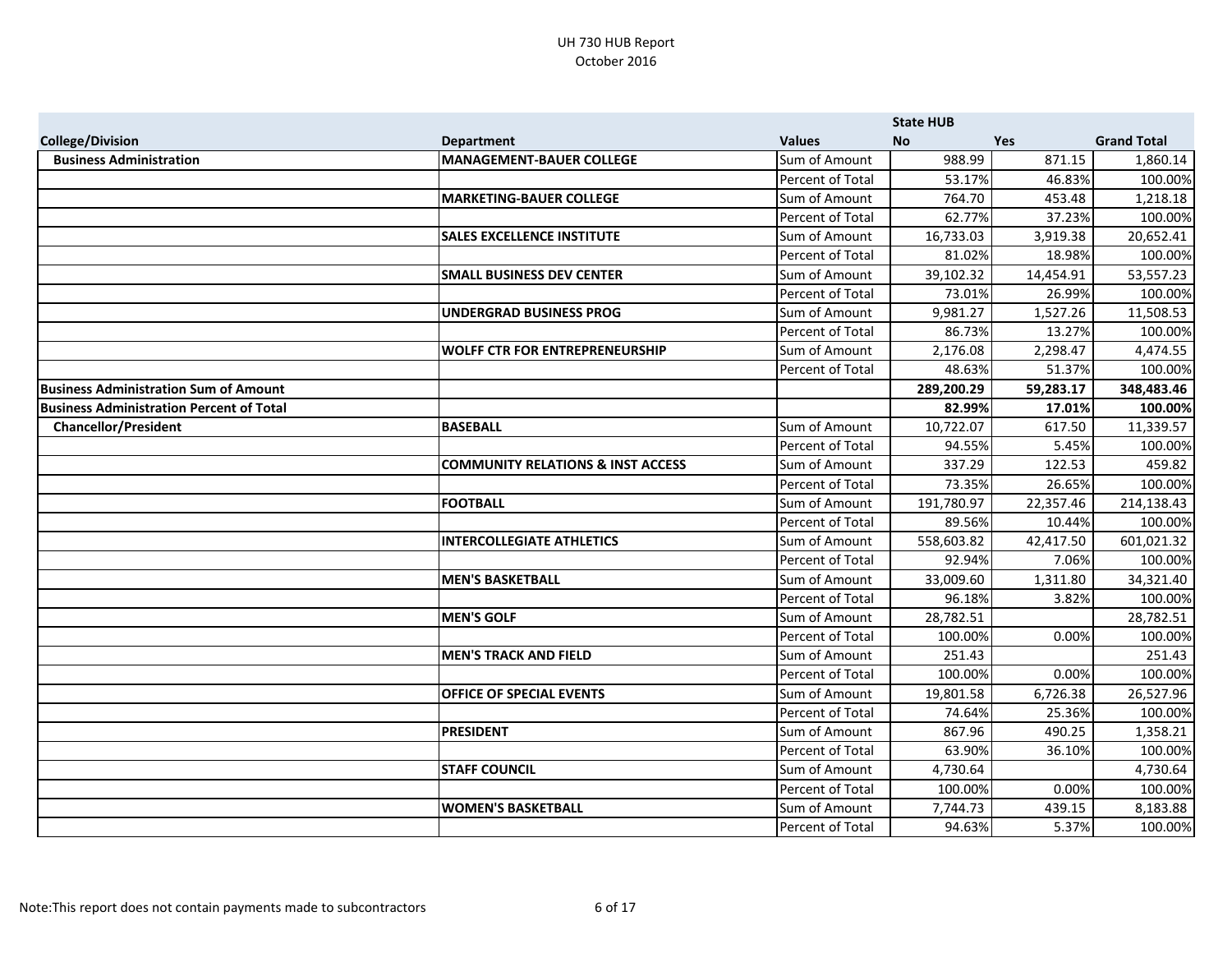UH 730 HUB Report
October 2016

| College/Division | Department | Values | State HUB No | Yes | Grand Total |
|---|---|---|---|---|---|
| **Business Administration** | **MANAGEMENT-BAUER COLLEGE** | Sum of Amount | 988.99 | 871.15 | 1,860.14 |
| | | Percent of Total | 53.17% | 46.83% | 100.00% |
| | **MARKETING-BAUER COLLEGE** | Sum of Amount | 764.70 | 453.48 | 1,218.18 |
| | | Percent of Total | 62.77% | 37.23% | 100.00% |
| | **SALES EXCELLENCE INSTITUTE** | Sum of Amount | 16,733.03 | 3,919.38 | 20,652.41 |
| | | Percent of Total | 81.02% | 18.98% | 100.00% |
| | **SMALL BUSINESS DEV CENTER** | Sum of Amount | 39,102.32 | 14,454.91 | 53,557.23 |
| | | Percent of Total | 73.01% | 26.99% | 100.00% |
| | **UNDERGRAD BUSINESS PROG** | Sum of Amount | 9,981.27 | 1,527.26 | 11,508.53 |
| | | Percent of Total | 86.73% | 13.27% | 100.00% |
| | **WOLFF CTR FOR ENTREPRENEURSHIP** | Sum of Amount | 2,176.08 | 2,298.47 | 4,474.55 |
| | | Percent of Total | 48.63% | 51.37% | 100.00% |
| **Business Administration Sum of Amount** | | | **289,200.29** | **59,283.17** | **348,483.46** |
| **Business Administration Percent of Total** | | | **82.99%** | **17.01%** | **100.00%** |
| **Chancellor/President** | **BASEBALL** | Sum of Amount | 10,722.07 | 617.50 | 11,339.57 |
| | | Percent of Total | 94.55% | 5.45% | 100.00% |
| | **COMMUNITY RELATIONS & INST ACCESS** | Sum of Amount | 337.29 | 122.53 | 459.82 |
| | | Percent of Total | 73.35% | 26.65% | 100.00% |
| | **FOOTBALL** | Sum of Amount | 191,780.97 | 22,357.46 | 214,138.43 |
| | | Percent of Total | 89.56% | 10.44% | 100.00% |
| | **INTERCOLLEGIATE ATHLETICS** | Sum of Amount | 558,603.82 | 42,417.50 | 601,021.32 |
| | | Percent of Total | 92.94% | 7.06% | 100.00% |
| | **MEN'S BASKETBALL** | Sum of Amount | 33,009.60 | 1,311.80 | 34,321.40 |
| | | Percent of Total | 96.18% | 3.82% | 100.00% |
| | **MEN'S GOLF** | Sum of Amount | 28,782.51 | | 28,782.51 |
| | | Percent of Total | 100.00% | 0.00% | 100.00% |
| | **MEN'S TRACK AND FIELD** | Sum of Amount | 251.43 | | 251.43 |
| | | Percent of Total | 100.00% | 0.00% | 100.00% |
| | **OFFICE OF SPECIAL EVENTS** | Sum of Amount | 19,801.58 | 6,726.38 | 26,527.96 |
| | | Percent of Total | 74.64% | 25.36% | 100.00% |
| | **PRESIDENT** | Sum of Amount | 867.96 | 490.25 | 1,358.21 |
| | | Percent of Total | 63.90% | 36.10% | 100.00% |
| | **STAFF COUNCIL** | Sum of Amount | 4,730.64 | | 4,730.64 |
| | | Percent of Total | 100.00% | 0.00% | 100.00% |
| | **WOMEN'S BASKETBALL** | Sum of Amount | 7,744.73 | 439.15 | 8,183.88 |
| | | Percent of Total | 94.63% | 5.37% | 100.00% |

Note:This report does not contain payments made to subcontractors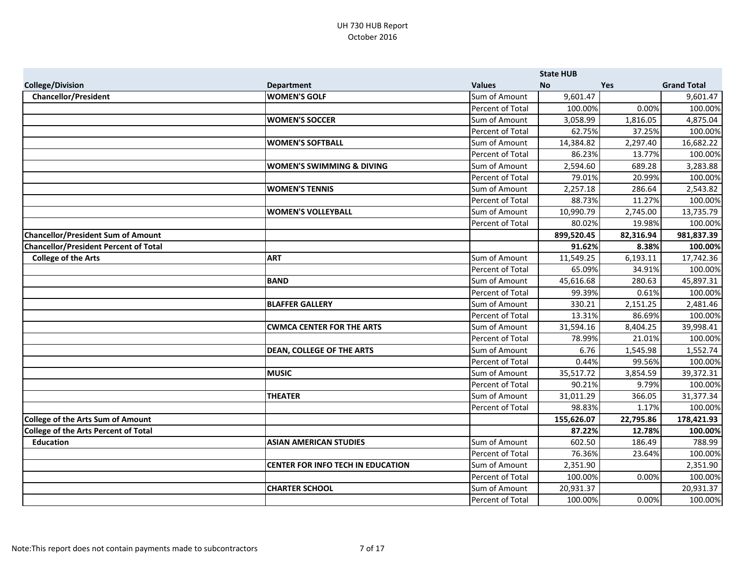UH 730 HUB Report
October 2016

| College/Division | Department | Values | State HUB No | Yes | Grand Total |
|---|---|---|---|---|---|
| **Chancellor/President** | **WOMEN'S GOLF** | Sum of Amount | 9,601.47 | | 9,601.47 |
| | | Percent of Total | 100.00% | 0.00% | 100.00% |
| | **WOMEN'S SOCCER** | Sum of Amount | 3,058.99 | 1,816.05 | 4,875.04 |
| | | Percent of Total | 62.75% | 37.25% | 100.00% |
| | **WOMEN'S SOFTBALL** | Sum of Amount | 14,384.82 | 2,297.40 | 16,682.22 |
| | | Percent of Total | 86.23% | 13.77% | 100.00% |
| | **WOMEN'S SWIMMING & DIVING** | Sum of Amount | 2,594.60 | 689.28 | 3,283.88 |
| | | Percent of Total | 79.01% | 20.99% | 100.00% |
| | **WOMEN'S TENNIS** | Sum of Amount | 2,257.18 | 286.64 | 2,543.82 |
| | | Percent of Total | 88.73% | 11.27% | 100.00% |
| | **WOMEN'S VOLLEYBALL** | Sum of Amount | 10,990.79 | 2,745.00 | 13,735.79 |
| | | Percent of Total | 80.02% | 19.98% | 100.00% |
| **Chancellor/President Sum of Amount** | | | **899,520.45** | **82,316.94** | **981,837.39** |
| **Chancellor/President Percent of Total** | | | **91.62%** | **8.38%** | **100.00%** |
| **College of the Arts** | **ART** | Sum of Amount | 11,549.25 | 6,193.11 | 17,742.36 |
| | | Percent of Total | 65.09% | 34.91% | 100.00% |
| | **BAND** | Sum of Amount | 45,616.68 | 280.63 | 45,897.31 |
| | | Percent of Total | 99.39% | 0.61% | 100.00% |
| | **BLAFFER GALLERY** | Sum of Amount | 330.21 | 2,151.25 | 2,481.46 |
| | | Percent of Total | 13.31% | 86.69% | 100.00% |
| | **CWMCA CENTER FOR THE ARTS** | Sum of Amount | 31,594.16 | 8,404.25 | 39,998.41 |
| | | Percent of Total | 78.99% | 21.01% | 100.00% |
| | **DEAN, COLLEGE OF THE ARTS** | Sum of Amount | 6.76 | 1,545.98 | 1,552.74 |
| | | Percent of Total | 0.44% | 99.56% | 100.00% |
| | **MUSIC** | Sum of Amount | 35,517.72 | 3,854.59 | 39,372.31 |
| | | Percent of Total | 90.21% | 9.79% | 100.00% |
| | **THEATER** | Sum of Amount | 31,011.29 | 366.05 | 31,377.34 |
| | | Percent of Total | 98.83% | 1.17% | 100.00% |
| **College of the Arts Sum of Amount** | | | **155,626.07** | **22,795.86** | **178,421.93** |
| **College of the Arts Percent of Total** | | | **87.22%** | **12.78%** | **100.00%** |
| **Education** | **ASIAN AMERICAN STUDIES** | Sum of Amount | 602.50 | 186.49 | 788.99 |
| | | Percent of Total | 76.36% | 23.64% | 100.00% |
| | **CENTER FOR INFO TECH IN EDUCATION** | Sum of Amount | 2,351.90 | | 2,351.90 |
| | | Percent of Total | 100.00% | 0.00% | 100.00% |
| | **CHARTER SCHOOL** | Sum of Amount | 20,931.37 | | 20,931.37 |
| | | Percent of Total | 100.00% | 0.00% | 100.00% |

Note:This report does not contain payments made to subcontractors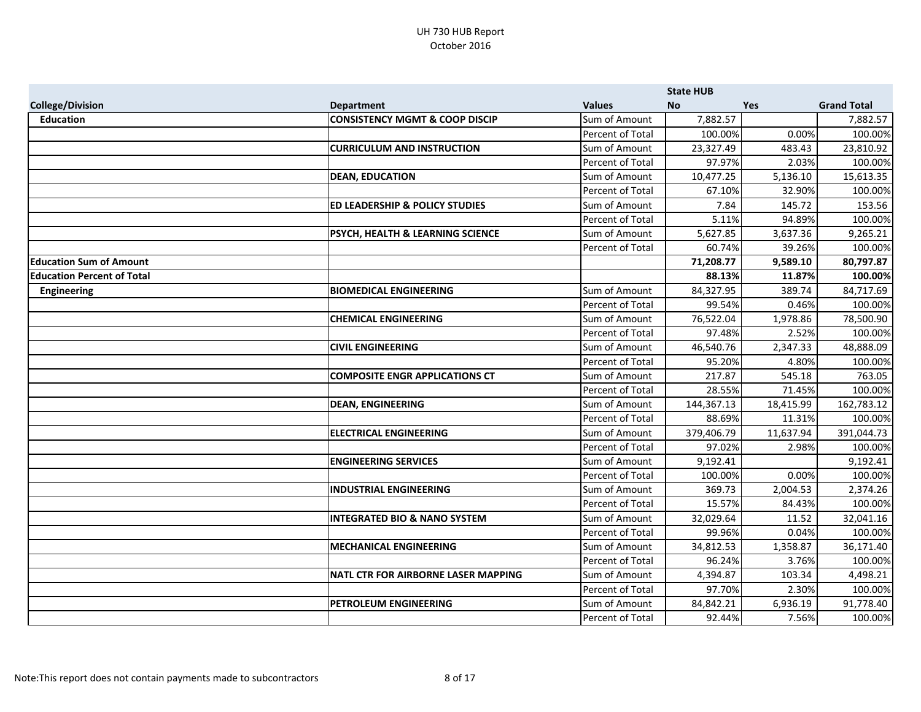UH 730 HUB Report
October 2016

| College/Division | Department | Values | State HUB No | Yes | Grand Total |
|---|---|---|---|---|---|
| **Education** | **CONSISTENCY MGMT & COOP DISCIP** | Sum of Amount | 7,882.57 | | 7,882.57 |
| | | Percent of Total | 100.00% | 0.00% | 100.00% |
| | **CURRICULUM AND INSTRUCTION** | Sum of Amount | 23,327.49 | 483.43 | 23,810.92 |
| | | Percent of Total | 97.97% | 2.03% | 100.00% |
| | **DEAN, EDUCATION** | Sum of Amount | 10,477.25 | 5,136.10 | 15,613.35 |
| | | Percent of Total | 67.10% | 32.90% | 100.00% |
| | **ED LEADERSHIP & POLICY STUDIES** | Sum of Amount | 7.84 | 145.72 | 153.56 |
| | | Percent of Total | 5.11% | 94.89% | 100.00% |
| | **PSYCH, HEALTH & LEARNING SCIENCE** | Sum of Amount | 5,627.85 | 3,637.36 | 9,265.21 |
| | | Percent of Total | 60.74% | 39.26% | 100.00% |
| **Education Sum of Amount** | | | **71,208.77** | **9,589.10** | **80,797.87** |
| **Education Percent of Total** | | | **88.13%** | **11.87%** | **100.00%** |
| **Engineering** | **BIOMEDICAL ENGINEERING** | Sum of Amount | 84,327.95 | 389.74 | 84,717.69 |
| | | Percent of Total | 99.54% | 0.46% | 100.00% |
| | **CHEMICAL ENGINEERING** | Sum of Amount | 76,522.04 | 1,978.86 | 78,500.90 |
| | | Percent of Total | 97.48% | 2.52% | 100.00% |
| | **CIVIL ENGINEERING** | Sum of Amount | 46,540.76 | 2,347.33 | 48,888.09 |
| | | Percent of Total | 95.20% | 4.80% | 100.00% |
| | **COMPOSITE ENGR APPLICATIONS CT** | Sum of Amount | 217.87 | 545.18 | 763.05 |
| | | Percent of Total | 28.55% | 71.45% | 100.00% |
| | **DEAN, ENGINEERING** | Sum of Amount | 144,367.13 | 18,415.99 | 162,783.12 |
| | | Percent of Total | 88.69% | 11.31% | 100.00% |
| | **ELECTRICAL ENGINEERING** | Sum of Amount | 379,406.79 | 11,637.94 | 391,044.73 |
| | | Percent of Total | 97.02% | 2.98% | 100.00% |
| | **ENGINEERING SERVICES** | Sum of Amount | 9,192.41 | | 9,192.41 |
| | | Percent of Total | 100.00% | 0.00% | 100.00% |
| | **INDUSTRIAL ENGINEERING** | Sum of Amount | 369.73 | 2,004.53 | 2,374.26 |
| | | Percent of Total | 15.57% | 84.43% | 100.00% |
| | **INTEGRATED BIO & NANO SYSTEM** | Sum of Amount | 32,029.64 | 11.52 | 32,041.16 |
| | | Percent of Total | 99.96% | 0.04% | 100.00% |
| | **MECHANICAL ENGINEERING** | Sum of Amount | 34,812.53 | 1,358.87 | 36,171.40 |
| | | Percent of Total | 96.24% | 3.76% | 100.00% |
| | **NATL CTR FOR AIRBORNE LASER MAPPING** | Sum of Amount | 4,394.87 | 103.34 | 4,498.21 |
| | | Percent of Total | 97.70% | 2.30% | 100.00% |
| | **PETROLEUM ENGINEERING** | Sum of Amount | 84,842.21 | 6,936.19 | 91,778.40 |
| | | Percent of Total | 92.44% | 7.56% | 100.00% |

Note:This report does not contain payments made to subcontractors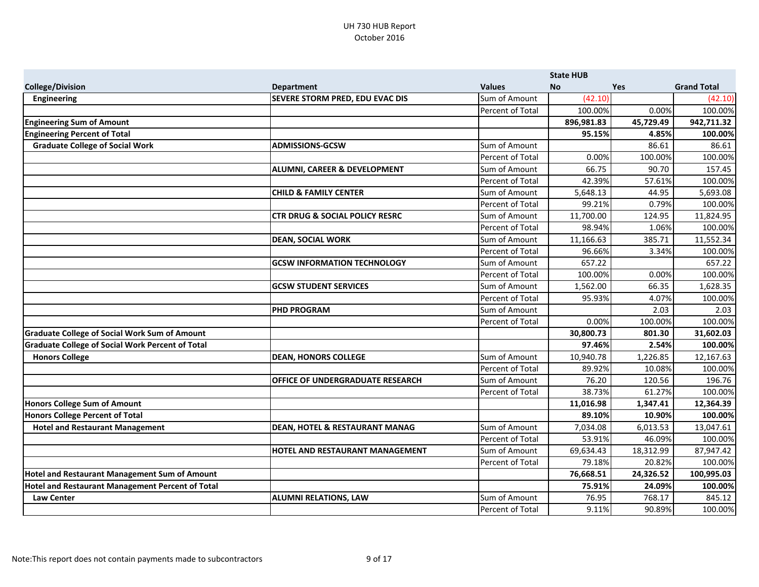UH 730 HUB Report
October 2016

| College/Division | Department | Values | State HUB No | Yes | Grand Total |
|---|---|---|---|---|---|
| **Engineering** | **SEVERE STORM PRED, EDU EVAC DIS** | Sum of Amount | (42.10) | | (42.10) |
| | | Percent of Total | 100.00% | 0.00% | 100.00% |
| **Engineering Sum of Amount** | | | **896,981.83** | **45,729.49** | **942,711.32** |
| **Engineering Percent of Total** | | | **95.15%** | **4.85%** | **100.00%** |
| **Graduate College of Social Work** | **ADMISSIONS-GCSW** | Sum of Amount | | 86.61 | 86.61 |
| | | Percent of Total | 0.00% | 100.00% | 100.00% |
| | **ALUMNI, CAREER & DEVELOPMENT** | Sum of Amount | 66.75 | 90.70 | 157.45 |
| | | Percent of Total | 42.39% | 57.61% | 100.00% |
| | **CHILD & FAMILY CENTER** | Sum of Amount | 5,648.13 | 44.95 | 5,693.08 |
| | | Percent of Total | 99.21% | 0.79% | 100.00% |
| | **CTR DRUG & SOCIAL POLICY RESRC** | Sum of Amount | 11,700.00 | 124.95 | 11,824.95 |
| | | Percent of Total | 98.94% | 1.06% | 100.00% |
| | **DEAN, SOCIAL WORK** | Sum of Amount | 11,166.63 | 385.71 | 11,552.34 |
| | | Percent of Total | 96.66% | 3.34% | 100.00% |
| | **GCSW INFORMATION TECHNOLOGY** | Sum of Amount | 657.22 | | 657.22 |
| | | Percent of Total | 100.00% | 0.00% | 100.00% |
| | **GCSW STUDENT SERVICES** | Sum of Amount | 1,562.00 | 66.35 | 1,628.35 |
| | | Percent of Total | 95.93% | 4.07% | 100.00% |
| | **PHD PROGRAM** | Sum of Amount | | 2.03 | 2.03 |
| | | Percent of Total | 0.00% | 100.00% | 100.00% |
| **Graduate College of Social Work Sum of Amount** | | | **30,800.73** | **801.30** | **31,602.03** |
| **Graduate College of Social Work Percent of Total** | | | **97.46%** | **2.54%** | **100.00%** |
| **Honors College** | **DEAN, HONORS COLLEGE** | Sum of Amount | 10,940.78 | 1,226.85 | 12,167.63 |
| | | Percent of Total | 89.92% | 10.08% | 100.00% |
| | **OFFICE OF UNDERGRADUATE RESEARCH** | Sum of Amount | 76.20 | 120.56 | 196.76 |
| | | Percent of Total | 38.73% | 61.27% | 100.00% |
| **Honors College Sum of Amount** | | | **11,016.98** | **1,347.41** | **12,364.39** |
| **Honors College Percent of Total** | | | **89.10%** | **10.90%** | **100.00%** |
| **Hotel and Restaurant Management** | **DEAN, HOTEL & RESTAURANT MANAG** | Sum of Amount | 7,034.08 | 6,013.53 | 13,047.61 |
| | | Percent of Total | 53.91% | 46.09% | 100.00% |
| | **HOTEL AND RESTAURANT MANAGEMENT** | Sum of Amount | 69,634.43 | 18,312.99 | 87,947.42 |
| | | Percent of Total | 79.18% | 20.82% | 100.00% |
| **Hotel and Restaurant Management Sum of Amount** | | | **76,668.51** | **24,326.52** | **100,995.03** |
| **Hotel and Restaurant Management Percent of Total** | | | **75.91%** | **24.09%** | **100.00%** |
| **Law Center** | **ALUMNI RELATIONS, LAW** | Sum of Amount | 76.95 | 768.17 | 845.12 |
| | | Percent of Total | 9.11% | 90.89% | 100.00% |

Note:This report does not contain payments made to subcontractors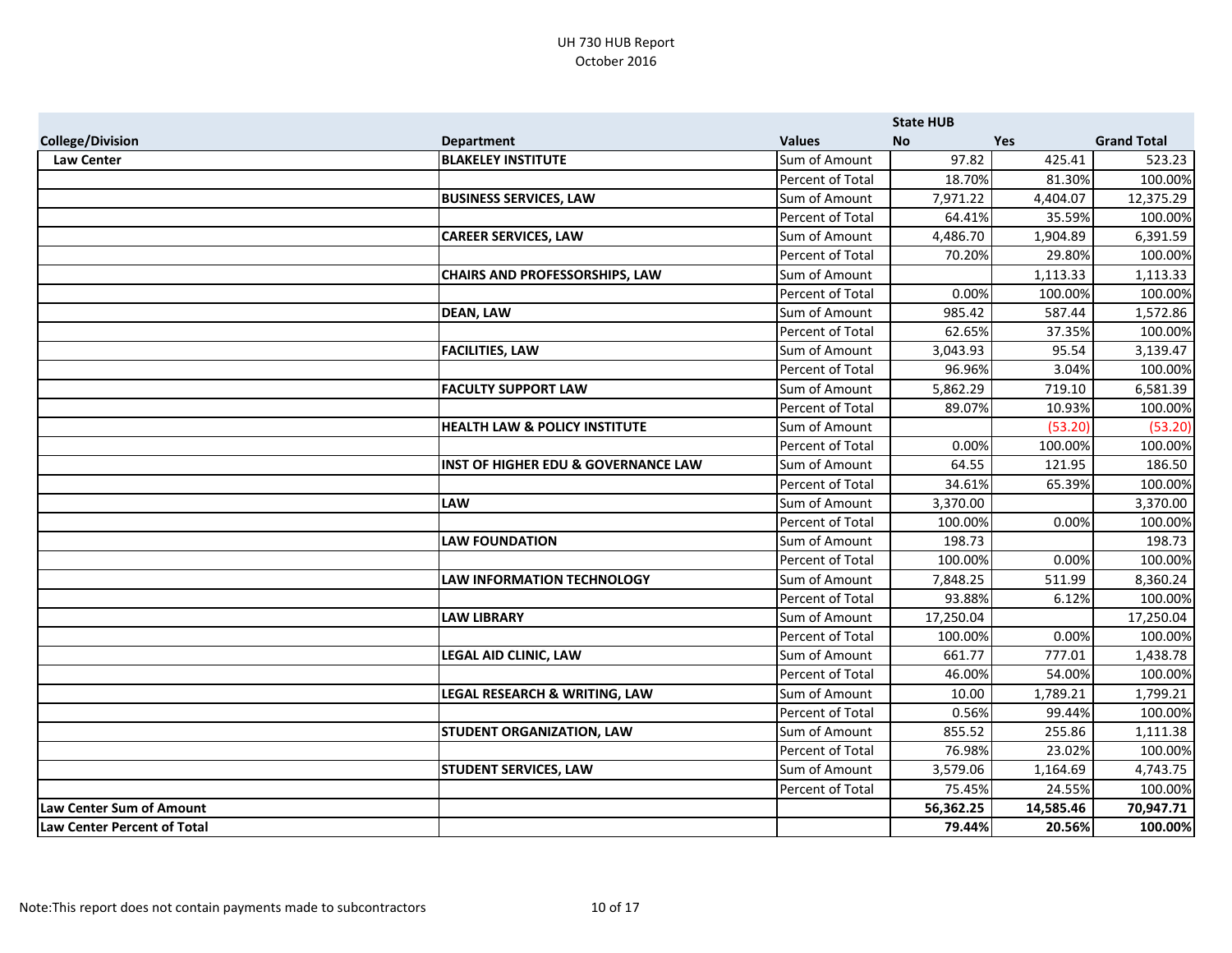UH 730 HUB Report
October 2016

| College/Division | Department | Values | State HUB No | Yes | Grand Total |
|---|---|---|---|---|---|
| **Law Center** | **BLAKELEY INSTITUTE** | Sum of Amount | 97.82 | 425.41 | 523.23 |
| | | Percent of Total | 18.70% | 81.30% | 100.00% |
| | **BUSINESS SERVICES, LAW** | Sum of Amount | 7,971.22 | 4,404.07 | 12,375.29 |
| | | Percent of Total | 64.41% | 35.59% | 100.00% |
| | **CAREER SERVICES, LAW** | Sum of Amount | 4,486.70 | 1,904.89 | 6,391.59 |
| | | Percent of Total | 70.20% | 29.80% | 100.00% |
| | **CHAIRS AND PROFESSORSHIPS, LAW** | Sum of Amount | | 1,113.33 | 1,113.33 |
| | | Percent of Total | 0.00% | 100.00% | 100.00% |
| | **DEAN, LAW** | Sum of Amount | 985.42 | 587.44 | 1,572.86 |
| | | Percent of Total | 62.65% | 37.35% | 100.00% |
| | **FACILITIES, LAW** | Sum of Amount | 3,043.93 | 95.54 | 3,139.47 |
| | | Percent of Total | 96.96% | 3.04% | 100.00% |
| | **FACULTY SUPPORT LAW** | Sum of Amount | 5,862.29 | 719.10 | 6,581.39 |
| | | Percent of Total | 89.07% | 10.93% | 100.00% |
| | **HEALTH LAW & POLICY INSTITUTE** | Sum of Amount | | (53.20) | (53.20) |
| | | Percent of Total | 0.00% | 100.00% | 100.00% |
| | **INST OF HIGHER EDU & GOVERNANCE LAW** | Sum of Amount | 64.55 | 121.95 | 186.50 |
| | | Percent of Total | 34.61% | 65.39% | 100.00% |
| | **LAW** | Sum of Amount | 3,370.00 | | 3,370.00 |
| | | Percent of Total | 100.00% | 0.00% | 100.00% |
| | **LAW FOUNDATION** | Sum of Amount | 198.73 | | 198.73 |
| | | Percent of Total | 100.00% | 0.00% | 100.00% |
| | **LAW INFORMATION TECHNOLOGY** | Sum of Amount | 7,848.25 | 511.99 | 8,360.24 |
| | | Percent of Total | 93.88% | 6.12% | 100.00% |
| | **LAW LIBRARY** | Sum of Amount | 17,250.04 | | 17,250.04 |
| | | Percent of Total | 100.00% | 0.00% | 100.00% |
| | **LEGAL AID CLINIC, LAW** | Sum of Amount | 661.77 | 777.01 | 1,438.78 |
| | | Percent of Total | 46.00% | 54.00% | 100.00% |
| | **LEGAL RESEARCH & WRITING, LAW** | Sum of Amount | 10.00 | 1,789.21 | 1,799.21 |
| | | Percent of Total | 0.56% | 99.44% | 100.00% |
| | **STUDENT ORGANIZATION, LAW** | Sum of Amount | 855.52 | 255.86 | 1,111.38 |
| | | Percent of Total | 76.98% | 23.02% | 100.00% |
| | **STUDENT SERVICES, LAW** | Sum of Amount | 3,579.06 | 1,164.69 | 4,743.75 |
| | | Percent of Total | 75.45% | 24.55% | 100.00% |
| **Law Center Sum of Amount** | | | **56,362.25** | **14,585.46** | **70,947.71** |
| **Law Center Percent of Total** | | | **79.44%** | **20.56%** | **100.00%** |

Note:This report does not contain payments made to subcontractors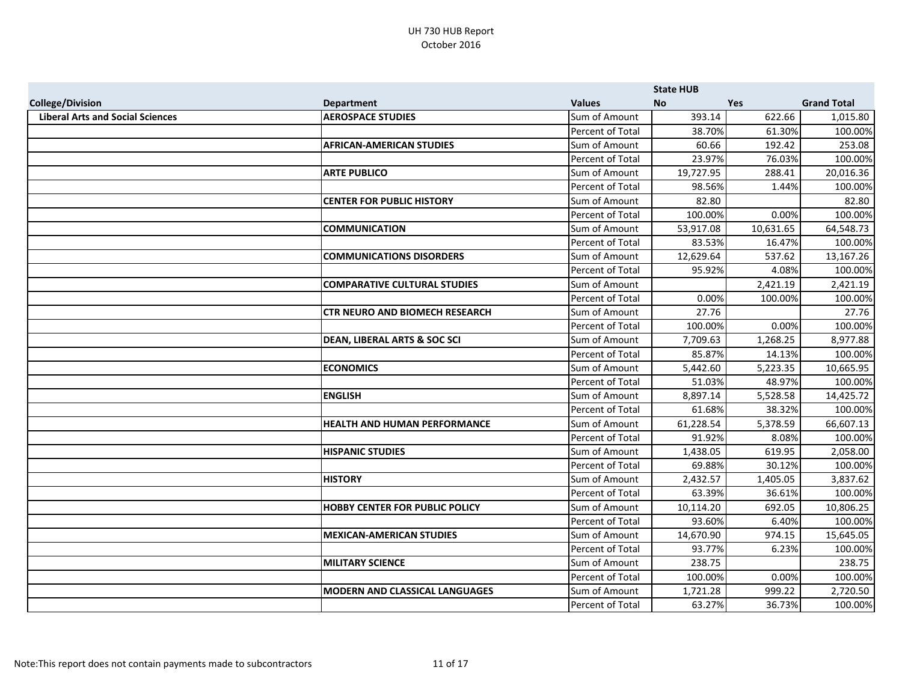UH 730 HUB Report
October 2016

| College/Division | Department | Values | State HUB No | Yes | Grand Total |
|---|---|---|---|---|---|
| **Liberal Arts and Social Sciences** | **AEROSPACE STUDIES** | Sum of Amount | 393.14 | 622.66 | 1,015.80 |
| | | Percent of Total | 38.70% | 61.30% | 100.00% |
| | **AFRICAN-AMERICAN STUDIES** | Sum of Amount | 60.66 | 192.42 | 253.08 |
| | | Percent of Total | 23.97% | 76.03% | 100.00% |
| | **ARTE PUBLICO** | Sum of Amount | 19,727.95 | 288.41 | 20,016.36 |
| | | Percent of Total | 98.56% | 1.44% | 100.00% |
| | **CENTER FOR PUBLIC HISTORY** | Sum of Amount | 82.80 | | 82.80 |
| | | Percent of Total | 100.00% | 0.00% | 100.00% |
| | **COMMUNICATION** | Sum of Amount | 53,917.08 | 10,631.65 | 64,548.73 |
| | | Percent of Total | 83.53% | 16.47% | 100.00% |
| | **COMMUNICATIONS DISORDERS** | Sum of Amount | 12,629.64 | 537.62 | 13,167.26 |
| | | Percent of Total | 95.92% | 4.08% | 100.00% |
| | **COMPARATIVE CULTURAL STUDIES** | Sum of Amount | | 2,421.19 | 2,421.19 |
| | | Percent of Total | 0.00% | 100.00% | 100.00% |
| | **CTR NEURO AND BIOMECH RESEARCH** | Sum of Amount | 27.76 | | 27.76 |
| | | Percent of Total | 100.00% | 0.00% | 100.00% |
| | **DEAN, LIBERAL ARTS & SOC SCI** | Sum of Amount | 7,709.63 | 1,268.25 | 8,977.88 |
| | | Percent of Total | 85.87% | 14.13% | 100.00% |
| | **ECONOMICS** | Sum of Amount | 5,442.60 | 5,223.35 | 10,665.95 |
| | | Percent of Total | 51.03% | 48.97% | 100.00% |
| | **ENGLISH** | Sum of Amount | 8,897.14 | 5,528.58 | 14,425.72 |
| | | Percent of Total | 61.68% | 38.32% | 100.00% |
| | **HEALTH AND HUMAN PERFORMANCE** | Sum of Amount | 61,228.54 | 5,378.59 | 66,607.13 |
| | | Percent of Total | 91.92% | 8.08% | 100.00% |
| | **HISPANIC STUDIES** | Sum of Amount | 1,438.05 | 619.95 | 2,058.00 |
| | | Percent of Total | 69.88% | 30.12% | 100.00% |
| | **HISTORY** | Sum of Amount | 2,432.57 | 1,405.05 | 3,837.62 |
| | | Percent of Total | 63.39% | 36.61% | 100.00% |
| | **HOBBY CENTER FOR PUBLIC POLICY** | Sum of Amount | 10,114.20 | 692.05 | 10,806.25 |
| | | Percent of Total | 93.60% | 6.40% | 100.00% |
| | **MEXICAN-AMERICAN STUDIES** | Sum of Amount | 14,670.90 | 974.15 | 15,645.05 |
| | | Percent of Total | 93.77% | 6.23% | 100.00% |
| | **MILITARY SCIENCE** | Sum of Amount | 238.75 | | 238.75 |
| | | Percent of Total | 100.00% | 0.00% | 100.00% |
| | **MODERN AND CLASSICAL LANGUAGES** | Sum of Amount | 1,721.28 | 999.22 | 2,720.50 |
| | | Percent of Total | 63.27% | 36.73% | 100.00% |

Note:This report does not contain payments made to subcontractors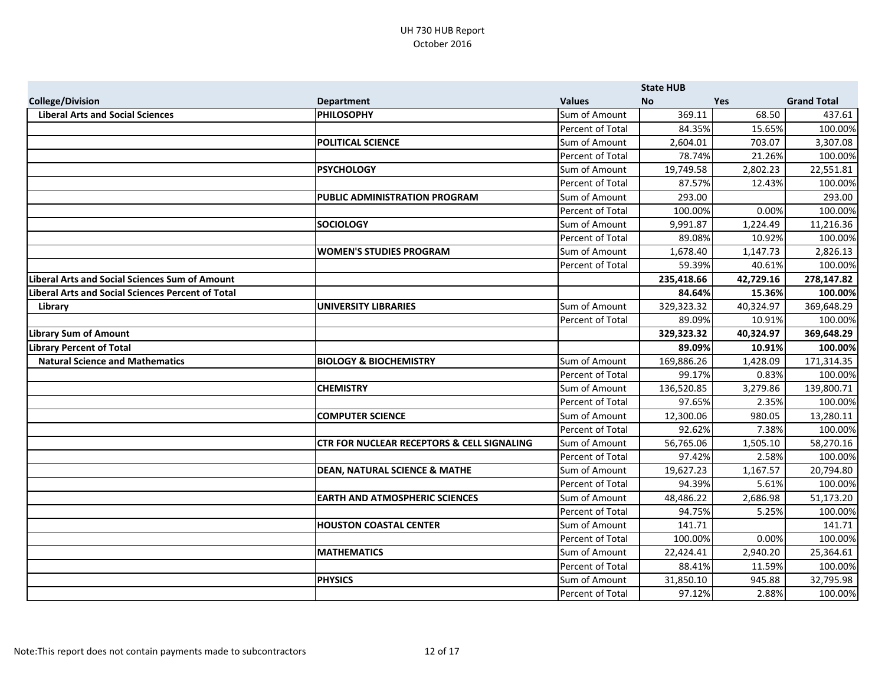UH 730 HUB Report
October 2016

| College/Division | Department | Values | State HUB No | Yes | Grand Total |
|---|---|---|---|---|---|
| **Liberal Arts and Social Sciences** | **PHILOSOPHY** | Sum of Amount | 369.11 | 68.50 | 437.61 |
| | | Percent of Total | 84.35% | 15.65% | 100.00% |
| | **POLITICAL SCIENCE** | Sum of Amount | 2,604.01 | 703.07 | 3,307.08 |
| | | Percent of Total | 78.74% | 21.26% | 100.00% |
| | **PSYCHOLOGY** | Sum of Amount | 19,749.58 | 2,802.23 | 22,551.81 |
| | | Percent of Total | 87.57% | 12.43% | 100.00% |
| | **PUBLIC ADMINISTRATION PROGRAM** | Sum of Amount | 293.00 | | 293.00 |
| | | Percent of Total | 100.00% | 0.00% | 100.00% |
| | **SOCIOLOGY** | Sum of Amount | 9,991.87 | 1,224.49 | 11,216.36 |
| | | Percent of Total | 89.08% | 10.92% | 100.00% |
| | **WOMEN'S STUDIES PROGRAM** | Sum of Amount | 1,678.40 | 1,147.73 | 2,826.13 |
| | | Percent of Total | 59.39% | 40.61% | 100.00% |
| **Liberal Arts and Social Sciences Sum of Amount** | | | **235,418.66** | **42,729.16** | **278,147.82** |
| **Liberal Arts and Social Sciences Percent of Total** | | | **84.64%** | **15.36%** | **100.00%** |
| **Library** | **UNIVERSITY LIBRARIES** | Sum of Amount | 329,323.32 | 40,324.97 | 369,648.29 |
| | | Percent of Total | 89.09% | 10.91% | 100.00% |
| **Library Sum of Amount** | | | **329,323.32** | **40,324.97** | **369,648.29** |
| **Library Percent of Total** | | | **89.09%** | **10.91%** | **100.00%** |
| **Natural Science and Mathematics** | **BIOLOGY & BIOCHEMISTRY** | Sum of Amount | 169,886.26 | 1,428.09 | 171,314.35 |
| | | Percent of Total | 99.17% | 0.83% | 100.00% |
| | **CHEMISTRY** | Sum of Amount | 136,520.85 | 3,279.86 | 139,800.71 |
| | | Percent of Total | 97.65% | 2.35% | 100.00% |
| | **COMPUTER SCIENCE** | Sum of Amount | 12,300.06 | 980.05 | 13,280.11 |
| | | Percent of Total | 92.62% | 7.38% | 100.00% |
| | **CTR FOR NUCLEAR RECEPTORS & CELL SIGNALING** | Sum of Amount | 56,765.06 | 1,505.10 | 58,270.16 |
| | | Percent of Total | 97.42% | 2.58% | 100.00% |
| | **DEAN, NATURAL SCIENCE & MATHE** | Sum of Amount | 19,627.23 | 1,167.57 | 20,794.80 |
| | | Percent of Total | 94.39% | 5.61% | 100.00% |
| | **EARTH AND ATMOSPHERIC SCIENCES** | Sum of Amount | 48,486.22 | 2,686.98 | 51,173.20 |
| | | Percent of Total | 94.75% | 5.25% | 100.00% |
| | **HOUSTON COASTAL CENTER** | Sum of Amount | 141.71 | | 141.71 |
| | | Percent of Total | 100.00% | 0.00% | 100.00% |
| | **MATHEMATICS** | Sum of Amount | 22,424.41 | 2,940.20 | 25,364.61 |
| | | Percent of Total | 88.41% | 11.59% | 100.00% |
| | **PHYSICS** | Sum of Amount | 31,850.10 | 945.88 | 32,795.98 |
| | | Percent of Total | 97.12% | 2.88% | 100.00% |

Note:This report does not contain payments made to subcontractors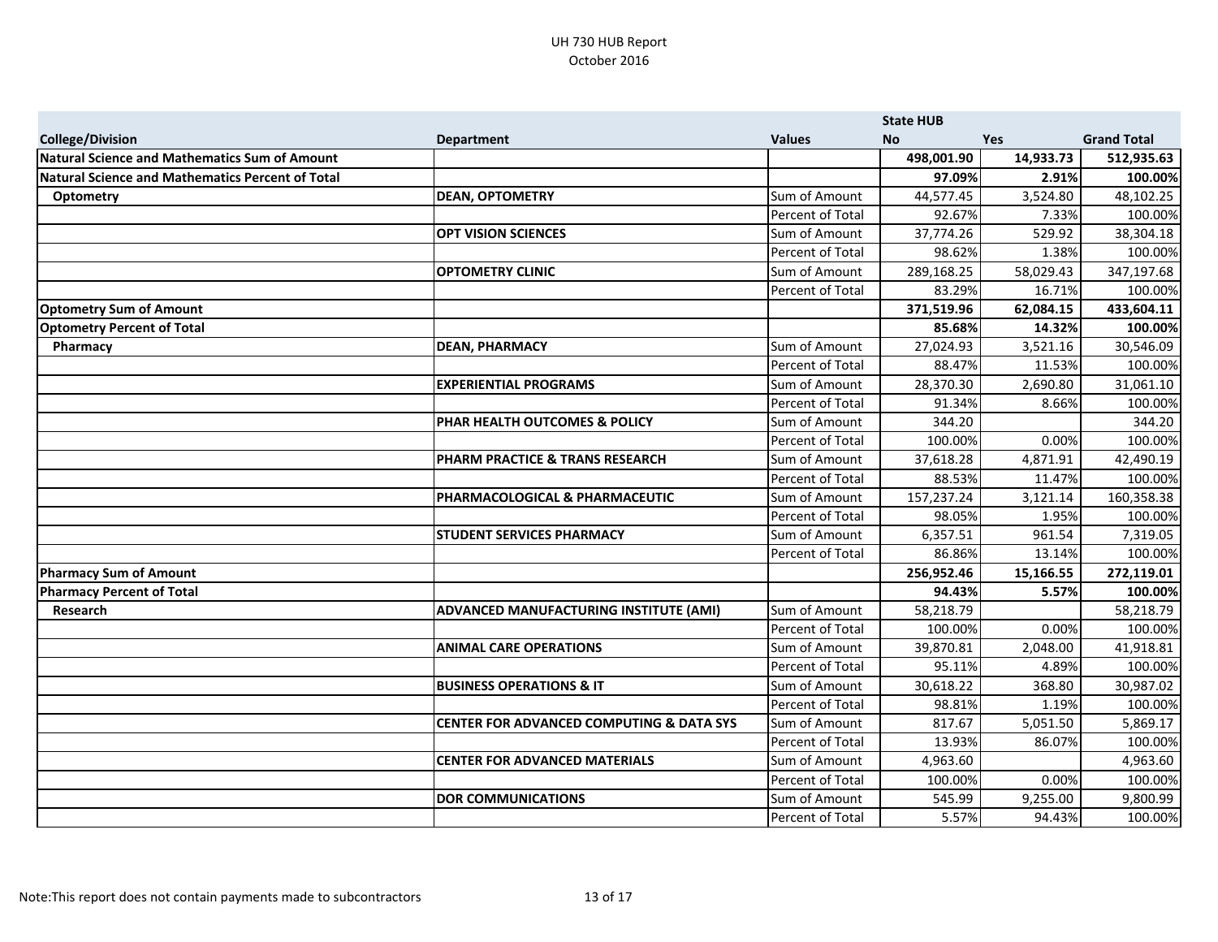UH 730 HUB Report
October 2016

| College/Division | Department | Values | State HUB No | Yes | Grand Total |
|---|---|---|---|---|---|
| **Natural Science and Mathematics Sum of Amount** | | | **498,001.90** | **14,933.73** | **512,935.63** |
| **Natural Science and Mathematics Percent of Total** | | | **97.09%** | **2.91%** | **100.00%** |
| **Optometry** | **DEAN, OPTOMETRY** | Sum of Amount | 44,577.45 | 3,524.80 | 48,102.25 |
| | | Percent of Total | 92.67% | 7.33% | 100.00% |
| | **OPT VISION SCIENCES** | Sum of Amount | 37,774.26 | 529.92 | 38,304.18 |
| | | Percent of Total | 98.62% | 1.38% | 100.00% |
| | **OPTOMETRY CLINIC** | Sum of Amount | 289,168.25 | 58,029.43 | 347,197.68 |
| | | Percent of Total | 83.29% | 16.71% | 100.00% |
| **Optometry Sum of Amount** | | | **371,519.96** | **62,084.15** | **433,604.11** |
| **Optometry Percent of Total** | | | **85.68%** | **14.32%** | **100.00%** |
| **Pharmacy** | **DEAN, PHARMACY** | Sum of Amount | 27,024.93 | 3,521.16 | 30,546.09 |
| | | Percent of Total | 88.47% | 11.53% | 100.00% |
| | **EXPERIENTIAL PROGRAMS** | Sum of Amount | 28,370.30 | 2,690.80 | 31,061.10 |
| | | Percent of Total | 91.34% | 8.66% | 100.00% |
| | **PHAR HEALTH OUTCOMES & POLICY** | Sum of Amount | 344.20 | | 344.20 |
| | | Percent of Total | 100.00% | 0.00% | 100.00% |
| | **PHARM PRACTICE & TRANS RESEARCH** | Sum of Amount | 37,618.28 | 4,871.91 | 42,490.19 |
| | | Percent of Total | 88.53% | 11.47% | 100.00% |
| | **PHARMACOLOGICAL & PHARMACEUTIC** | Sum of Amount | 157,237.24 | 3,121.14 | 160,358.38 |
| | | Percent of Total | 98.05% | 1.95% | 100.00% |
| | **STUDENT SERVICES PHARMACY** | Sum of Amount | 6,357.51 | 961.54 | 7,319.05 |
| | | Percent of Total | 86.86% | 13.14% | 100.00% |
| **Pharmacy Sum of Amount** | | | **256,952.46** | **15,166.55** | **272,119.01** |
| **Pharmacy Percent of Total** | | | **94.43%** | **5.57%** | **100.00%** |
| **Research** | **ADVANCED MANUFACTURING INSTITUTE (AMI)** | Sum of Amount | 58,218.79 | | 58,218.79 |
| | | Percent of Total | 100.00% | 0.00% | 100.00% |
| | **ANIMAL CARE OPERATIONS** | Sum of Amount | 39,870.81 | 2,048.00 | 41,918.81 |
| | | Percent of Total | 95.11% | 4.89% | 100.00% |
| | **BUSINESS OPERATIONS & IT** | Sum of Amount | 30,618.22 | 368.80 | 30,987.02 |
| | | Percent of Total | 98.81% | 1.19% | 100.00% |
| | **CENTER FOR ADVANCED COMPUTING & DATA SYS** | Sum of Amount | 817.67 | 5,051.50 | 5,869.17 |
| | | Percent of Total | 13.93% | 86.07% | 100.00% |
| | **CENTER FOR ADVANCED MATERIALS** | Sum of Amount | 4,963.60 | | 4,963.60 |
| | | Percent of Total | 100.00% | 0.00% | 100.00% |
| | **DOR COMMUNICATIONS** | Sum of Amount | 545.99 | 9,255.00 | 9,800.99 |
| | | Percent of Total | 5.57% | 94.43% | 100.00% |

Note:This report does not contain payments made to subcontractors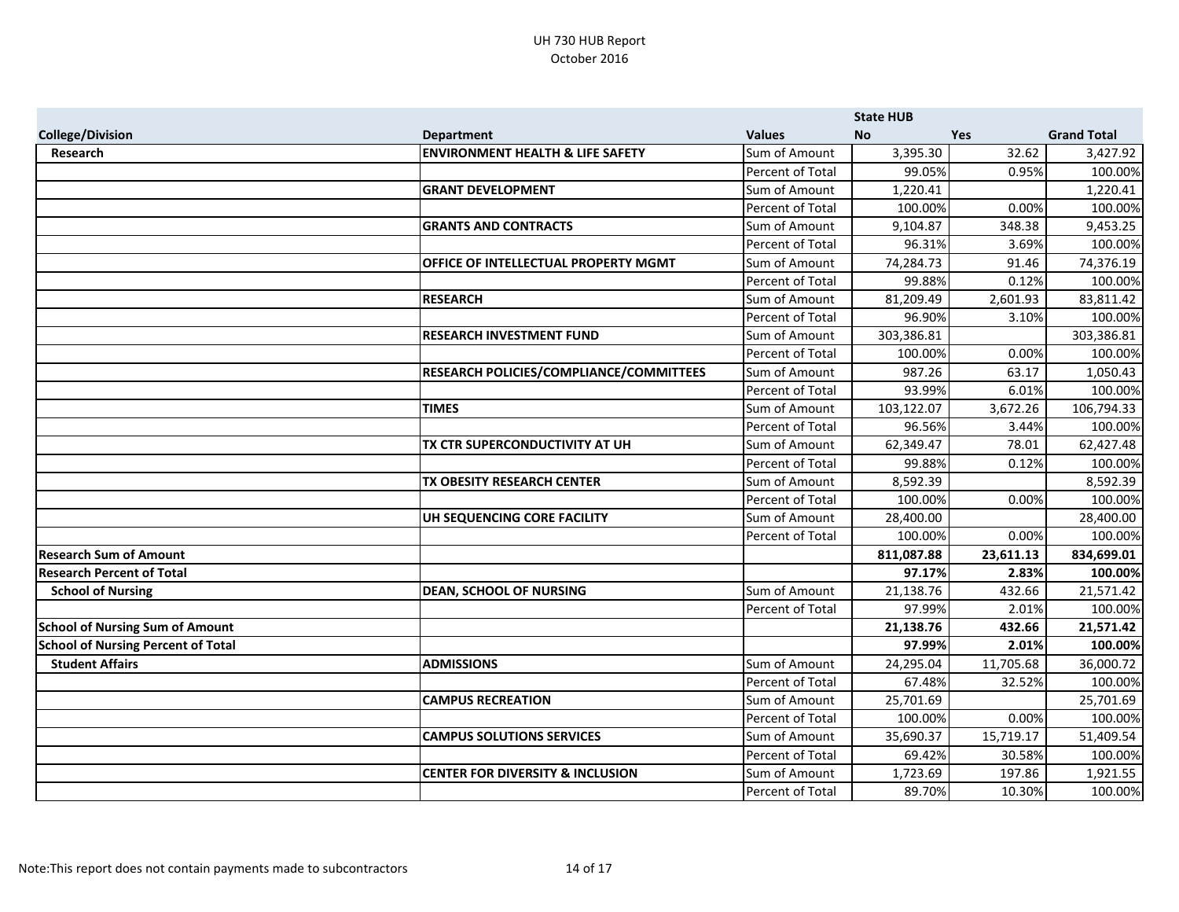UH 730 HUB Report
October 2016

| College/Division | Department | Values | State HUB No | Yes | Grand Total |
|---|---|---|---|---|---|
| Research | **ENVIRONMENT HEALTH & LIFE SAFETY** | Sum of Amount | 3,395.30 | 32.62 | 3,427.92 |
| | | Percent of Total | 99.05% | 0.95% | 100.00% |
| | **GRANT DEVELOPMENT** | Sum of Amount | 1,220.41 | | 1,220.41 |
| | | Percent of Total | 100.00% | 0.00% | 100.00% |
| | **GRANTS AND CONTRACTS** | Sum of Amount | 9,104.87 | 348.38 | 9,453.25 |
| | | Percent of Total | 96.31% | 3.69% | 100.00% |
| | **OFFICE OF INTELLECTUAL PROPERTY MGMT** | Sum of Amount | 74,284.73 | 91.46 | 74,376.19 |
| | | Percent of Total | 99.88% | 0.12% | 100.00% |
| | **RESEARCH** | Sum of Amount | 81,209.49 | 2,601.93 | 83,811.42 |
| | | Percent of Total | 96.90% | 3.10% | 100.00% |
| | **RESEARCH INVESTMENT FUND** | Sum of Amount | 303,386.81 | | 303,386.81 |
| | | Percent of Total | 100.00% | 0.00% | 100.00% |
| | **RESEARCH POLICIES/COMPLIANCE/COMMITTEES** | Sum of Amount | 987.26 | 63.17 | 1,050.43 |
| | | Percent of Total | 93.99% | 6.01% | 100.00% |
| | **TIMES** | Sum of Amount | 103,122.07 | 3,672.26 | 106,794.33 |
| | | Percent of Total | 96.56% | 3.44% | 100.00% |
| | **TX CTR SUPERCONDUCTIVITY AT UH** | Sum of Amount | 62,349.47 | 78.01 | 62,427.48 |
| | | Percent of Total | 99.88% | 0.12% | 100.00% |
| | **TX OBESITY RESEARCH CENTER** | Sum of Amount | 8,592.39 | | 8,592.39 |
| | | Percent of Total | 100.00% | 0.00% | 100.00% |
| | **UH SEQUENCING CORE FACILITY** | Sum of Amount | 28,400.00 | | 28,400.00 |
| | | Percent of Total | 100.00% | 0.00% | 100.00% |
| **Research Sum of Amount** | | | **811,087.88** | **23,611.13** | **834,699.01** |
| **Research Percent of Total** | | | **97.17%** | **2.83%** | **100.00%** |
| School of Nursing | **DEAN, SCHOOL OF NURSING** | Sum of Amount | 21,138.76 | 432.66 | 21,571.42 |
| | | Percent of Total | 97.99% | 2.01% | 100.00% |
| **School of Nursing Sum of Amount** | | | **21,138.76** | **432.66** | **21,571.42** |
| **School of Nursing Percent of Total** | | | **97.99%** | **2.01%** | **100.00%** |
| Student Affairs | **ADMISSIONS** | Sum of Amount | 24,295.04 | 11,705.68 | 36,000.72 |
| | | Percent of Total | 67.48% | 32.52% | 100.00% |
| | **CAMPUS RECREATION** | Sum of Amount | 25,701.69 | | 25,701.69 |
| | | Percent of Total | 100.00% | 0.00% | 100.00% |
| | **CAMPUS SOLUTIONS SERVICES** | Sum of Amount | 35,690.37 | 15,719.17 | 51,409.54 |
| | | Percent of Total | 69.42% | 30.58% | 100.00% |
| | **CENTER FOR DIVERSITY & INCLUSION** | Sum of Amount | 1,723.69 | 197.86 | 1,921.55 |
| | | Percent of Total | 89.70% | 10.30% | 100.00% |

Note:This report does not contain payments made to subcontractors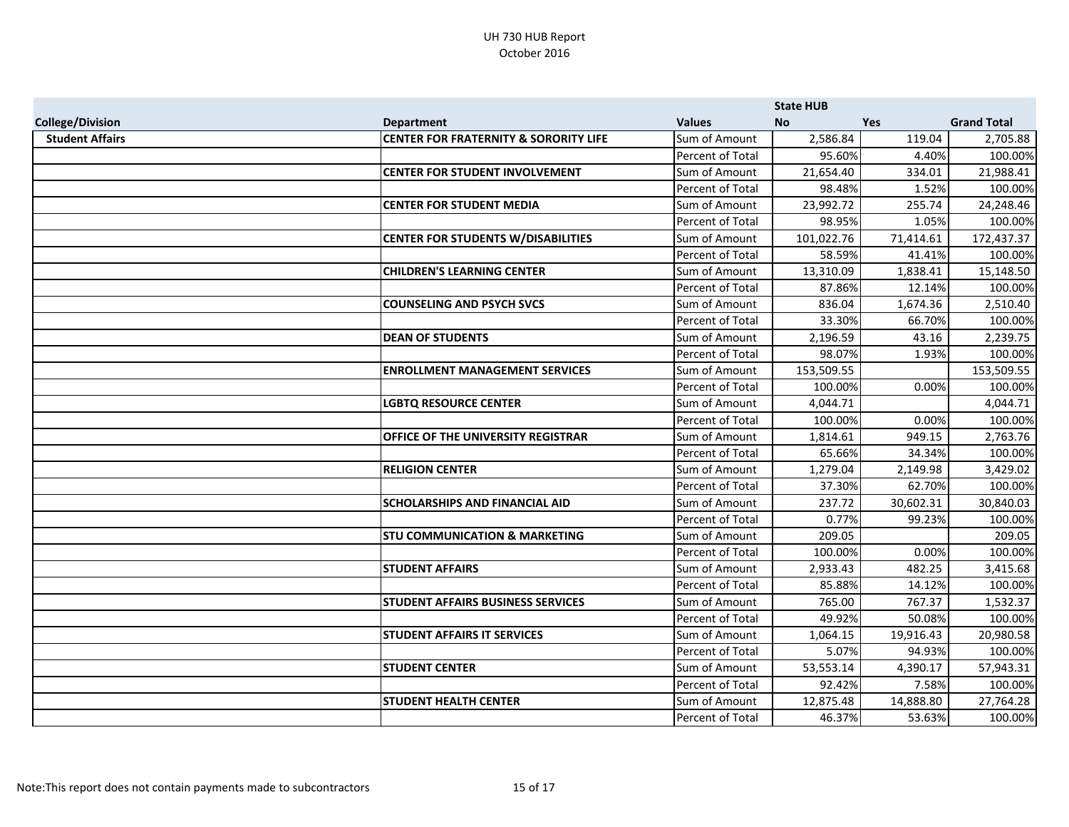UH 730 HUB Report
October 2016

| College/Division | Department | Values | State HUB No | Yes | Grand Total |
|---|---|---|---|---|---|
| **Student Affairs** | **CENTER FOR FRATERNITY & SORORITY LIFE** | Sum of Amount | 2,586.84 | 119.04 | 2,705.88 |
| | | Percent of Total | 95.60% | 4.40% | 100.00% |
| | **CENTER FOR STUDENT INVOLVEMENT** | Sum of Amount | 21,654.40 | 334.01 | 21,988.41 |
| | | Percent of Total | 98.48% | 1.52% | 100.00% |
| | **CENTER FOR STUDENT MEDIA** | Sum of Amount | 23,992.72 | 255.74 | 24,248.46 |
| | | Percent of Total | 98.95% | 1.05% | 100.00% |
| | **CENTER FOR STUDENTS W/DISABILITIES** | Sum of Amount | 101,022.76 | 71,414.61 | 172,437.37 |
| | | Percent of Total | 58.59% | 41.41% | 100.00% |
| | **CHILDREN'S LEARNING CENTER** | Sum of Amount | 13,310.09 | 1,838.41 | 15,148.50 |
| | | Percent of Total | 87.86% | 12.14% | 100.00% |
| | **COUNSELING AND PSYCH SVCS** | Sum of Amount | 836.04 | 1,674.36 | 2,510.40 |
| | | Percent of Total | 33.30% | 66.70% | 100.00% |
| | **DEAN OF STUDENTS** | Sum of Amount | 2,196.59 | 43.16 | 2,239.75 |
| | | Percent of Total | 98.07% | 1.93% | 100.00% |
| | **ENROLLMENT MANAGEMENT SERVICES** | Sum of Amount | 153,509.55 | | 153,509.55 |
| | | Percent of Total | 100.00% | 0.00% | 100.00% |
| | **LGBTQ RESOURCE CENTER** | Sum of Amount | 4,044.71 | | 4,044.71 |
| | | Percent of Total | 100.00% | 0.00% | 100.00% |
| | **OFFICE OF THE UNIVERSITY REGISTRAR** | Sum of Amount | 1,814.61 | 949.15 | 2,763.76 |
| | | Percent of Total | 65.66% | 34.34% | 100.00% |
| | **RELIGION CENTER** | Sum of Amount | 1,279.04 | 2,149.98 | 3,429.02 |
| | | Percent of Total | 37.30% | 62.70% | 100.00% |
| | **SCHOLARSHIPS AND FINANCIAL AID** | Sum of Amount | 237.72 | 30,602.31 | 30,840.03 |
| | | Percent of Total | 0.77% | 99.23% | 100.00% |
| | **STU COMMUNICATION & MARKETING** | Sum of Amount | 209.05 | | 209.05 |
| | | Percent of Total | 100.00% | 0.00% | 100.00% |
| | **STUDENT AFFAIRS** | Sum of Amount | 2,933.43 | 482.25 | 3,415.68 |
| | | Percent of Total | 85.88% | 14.12% | 100.00% |
| | **STUDENT AFFAIRS BUSINESS SERVICES** | Sum of Amount | 765.00 | 767.37 | 1,532.37 |
| | | Percent of Total | 49.92% | 50.08% | 100.00% |
| | **STUDENT AFFAIRS IT SERVICES** | Sum of Amount | 1,064.15 | 19,916.43 | 20,980.58 |
| | | Percent of Total | 5.07% | 94.93% | 100.00% |
| | **STUDENT CENTER** | Sum of Amount | 53,553.14 | 4,390.17 | 57,943.31 |
| | | Percent of Total | 92.42% | 7.58% | 100.00% |
| | **STUDENT HEALTH CENTER** | Sum of Amount | 12,875.48 | 14,888.80 | 27,764.28 |
| | | Percent of Total | 46.37% | 53.63% | 100.00% |

Note:This report does not contain payments made to subcontractors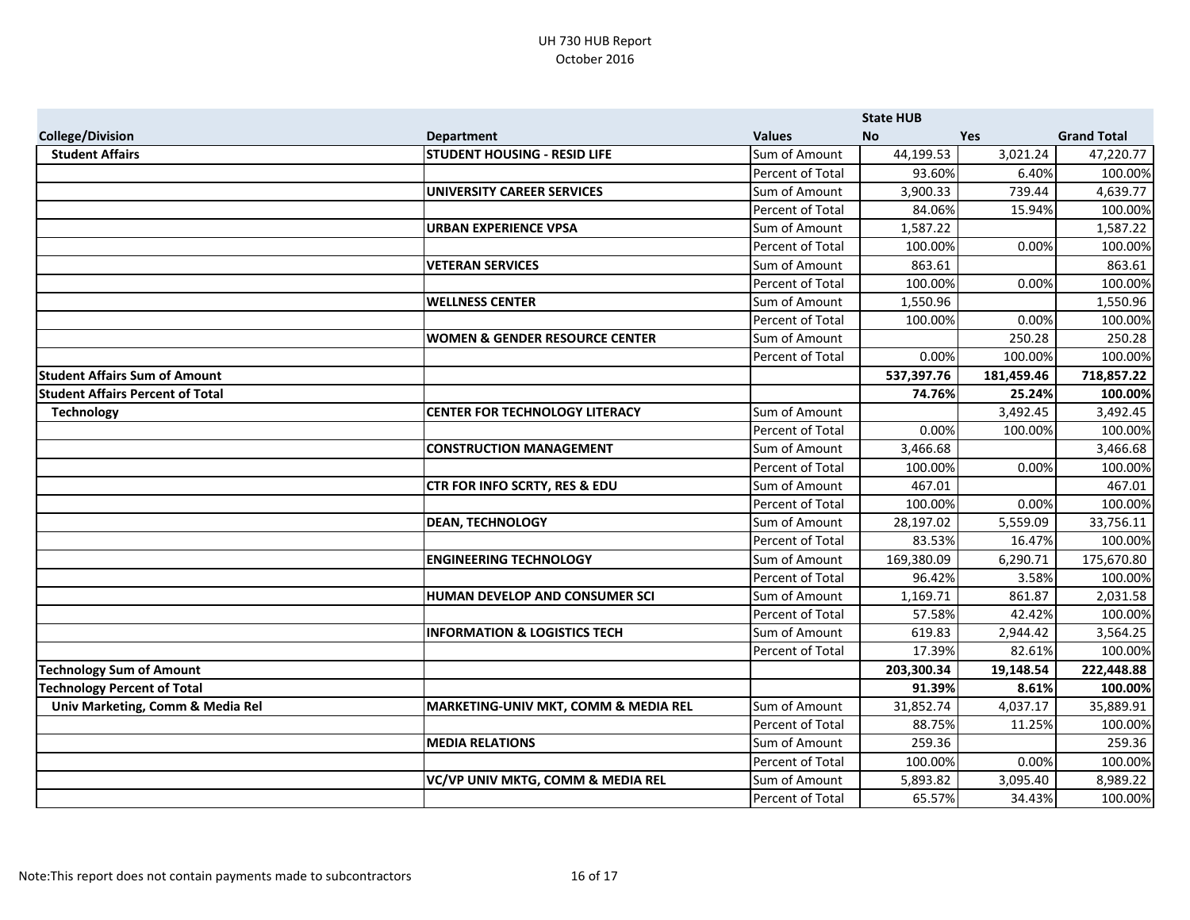UH 730 HUB Report
October 2016

| College/Division | Department | Values | State HUB No | Yes | Grand Total |
|---|---|---|---|---|---|
| **Student Affairs** | **STUDENT HOUSING - RESID LIFE** | Sum of Amount | 44,199.53 | 3,021.24 | 47,220.77 |
| | | Percent of Total | 93.60% | 6.40% | 100.00% |
| | **UNIVERSITY CAREER SERVICES** | Sum of Amount | 3,900.33 | 739.44 | 4,639.77 |
| | | Percent of Total | 84.06% | 15.94% | 100.00% |
| | **URBAN EXPERIENCE VPSA** | Sum of Amount | 1,587.22 | | 1,587.22 |
| | | Percent of Total | 100.00% | 0.00% | 100.00% |
| | **VETERAN SERVICES** | Sum of Amount | 863.61 | | 863.61 |
| | | Percent of Total | 100.00% | 0.00% | 100.00% |
| | **WELLNESS CENTER** | Sum of Amount | 1,550.96 | | 1,550.96 |
| | | Percent of Total | 100.00% | 0.00% | 100.00% |
| | **WOMEN & GENDER RESOURCE CENTER** | Sum of Amount | | 250.28 | 250.28 |
| | | Percent of Total | 0.00% | 100.00% | 100.00% |
| **Student Affairs Sum of Amount** | | | **537,397.76** | **181,459.46** | **718,857.22** |
| **Student Affairs Percent of Total** | | | **74.76%** | **25.24%** | **100.00%** |
| **Technology** | **CENTER FOR TECHNOLOGY LITERACY** | Sum of Amount | | 3,492.45 | 3,492.45 |
| | | Percent of Total | 0.00% | 100.00% | 100.00% |
| | **CONSTRUCTION MANAGEMENT** | Sum of Amount | 3,466.68 | | 3,466.68 |
| | | Percent of Total | 100.00% | 0.00% | 100.00% |
| | **CTR FOR INFO SCRTY, RES & EDU** | Sum of Amount | 467.01 | | 467.01 |
| | | Percent of Total | 100.00% | 0.00% | 100.00% |
| | **DEAN, TECHNOLOGY** | Sum of Amount | 28,197.02 | 5,559.09 | 33,756.11 |
| | | Percent of Total | 83.53% | 16.47% | 100.00% |
| | **ENGINEERING TECHNOLOGY** | Sum of Amount | 169,380.09 | 6,290.71 | 175,670.80 |
| | | Percent of Total | 96.42% | 3.58% | 100.00% |
| | **HUMAN DEVELOP AND CONSUMER SCI** | Sum of Amount | 1,169.71 | 861.87 | 2,031.58 |
| | | Percent of Total | 57.58% | 42.42% | 100.00% |
| | **INFORMATION & LOGISTICS TECH** | Sum of Amount | 619.83 | 2,944.42 | 3,564.25 |
| | | Percent of Total | 17.39% | 82.61% | 100.00% |
| **Technology Sum of Amount** | | | **203,300.34** | **19,148.54** | **222,448.88** |
| **Technology Percent of Total** | | | **91.39%** | **8.61%** | **100.00%** |
| **Univ Marketing, Comm & Media Rel** | **MARKETING-UNIV MKT, COMM & MEDIA REL** | Sum of Amount | 31,852.74 | 4,037.17 | 35,889.91 |
| | | Percent of Total | 88.75% | 11.25% | 100.00% |
| | **MEDIA RELATIONS** | Sum of Amount | 259.36 | | 259.36 |
| | | Percent of Total | 100.00% | 0.00% | 100.00% |
| | **VC/VP UNIV MKTG, COMM & MEDIA REL** | Sum of Amount | 5,893.82 | 3,095.40 | 8,989.22 |
| | | Percent of Total | 65.57% | 34.43% | 100.00% |

Note:This report does not contain payments made to subcontractors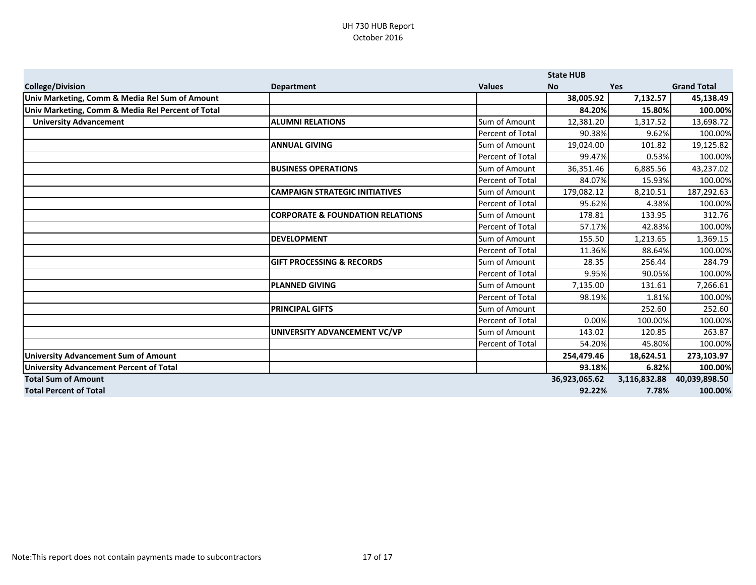UH 730 HUB Report
October 2016

| College/Division | Department | Values | State HUB No | Yes | Grand Total |
|---|---|---|---|---|---|
| **Univ Marketing, Comm & Media Rel Sum of Amount** | | | **38,005.92** | **7,132.57** | **45,138.49** |
| **Univ Marketing, Comm & Media Rel Percent of Total** | | | **84.20%** | **15.80%** | **100.00%** |
| **University Advancement** | **ALUMNI RELATIONS** | Sum of Amount | 12,381.20 | 1,317.52 | 13,698.72 |
| | | Percent of Total | 90.38% | 9.62% | 100.00% |
| | **ANNUAL GIVING** | Sum of Amount | 19,024.00 | 101.82 | 19,125.82 |
| | | Percent of Total | 99.47% | 0.53% | 100.00% |
| | **BUSINESS OPERATIONS** | Sum of Amount | 36,351.46 | 6,885.56 | 43,237.02 |
| | | Percent of Total | 84.07% | 15.93% | 100.00% |
| | **CAMPAIGN STRATEGIC INITIATIVES** | Sum of Amount | 179,082.12 | 8,210.51 | 187,292.63 |
| | | Percent of Total | 95.62% | 4.38% | 100.00% |
| | **CORPORATE & FOUNDATION RELATIONS** | Sum of Amount | 178.81 | 133.95 | 312.76 |
| | | Percent of Total | 57.17% | 42.83% | 100.00% |
| | **DEVELOPMENT** | Sum of Amount | 155.50 | 1,213.65 | 1,369.15 |
| | | Percent of Total | 11.36% | 88.64% | 100.00% |
| | **GIFT PROCESSING & RECORDS** | Sum of Amount | 28.35 | 256.44 | 284.79 |
| | | Percent of Total | 9.95% | 90.05% | 100.00% |
| | **PLANNED GIVING** | Sum of Amount | 7,135.00 | 131.61 | 7,266.61 |
| | | Percent of Total | 98.19% | 1.81% | 100.00% |
| | **PRINCIPAL GIFTS** | Sum of Amount | | 252.60 | 252.60 |
| | | Percent of Total | 0.00% | 100.00% | 100.00% |
| | **UNIVERSITY ADVANCEMENT VC/VP** | Sum of Amount | 143.02 | 120.85 | 263.87 |
| | | Percent of Total | 54.20% | 45.80% | 100.00% |
| **University Advancement Sum of Amount** | | | **254,479.46** | **18,624.51** | **273,103.97** |
| **University Advancement Percent of Total** | | | **93.18%** | **6.82%** | **100.00%** |
| **Total Sum of Amount** | | | **36,923,065.62** | **3,116,832.88** | **40,039,898.50** |
| **Total Percent of Total** | | | **92.22%** | **7.78%** | **100.00%** |

Note:This report does not contain payments made to subcontractors